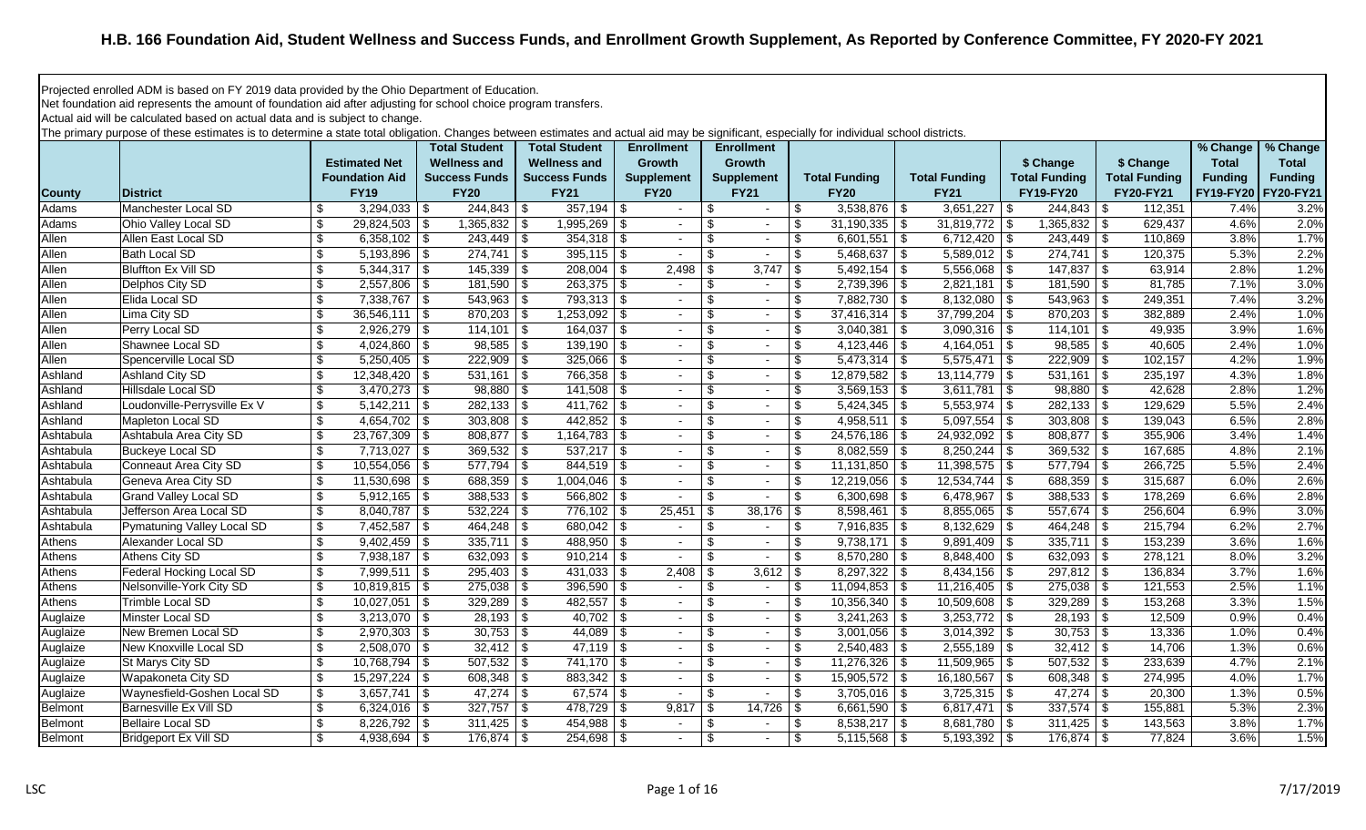# H.B. 166 Foundation Aid, Student Wellness and Success Funds, and Enrollment Growth Supplement, As Reported by Conference Committee, FY 2020-FY 2021

Projected enrolled ADM is based on FY 2019 data provided by the Ohio Department of Education.
Net foundation aid represents the amount of foundation aid after adjusting for school choice program transfers.
Actual aid will be calculated based on actual data and is subject to change.
The primary purpose of these estimates is to determine a state total obligation. Changes between estimates and actual aid may be significant, especially for individual school districts.

| County | District | Estimated Net Foundation Aid FY19 | Total Student Wellness and Success Funds FY20 | Total Student Wellness and Success Funds FY21 | Enrollment Growth Supplement FY20 | Enrollment Growth Supplement FY21 | Total Funding FY20 | Total Funding FY21 | $ Change Total Funding FY19-FY20 | $ Change Total Funding FY20-FY21 | % Change Total Funding FY19-FY20 | % Change Total Funding FY20-FY21 |
|---|---|---|---|---|---|---|---|---|---|---|---|---|
| Adams | Manchester Local SD | $ 3,294,033 | $ 244,843 | $ 357,194 | $ - | $ - | $ 3,538,876 | $ 3,651,227 | $ 244,843 | $ 112,351 | 7.4% | 3.2% |
| Adams | Ohio Valley Local SD | $ 29,824,503 | $ 1,365,832 | $ 1,995,269 | $ - | $ - | $ 31,190,335 | $ 31,819,772 | $ 1,365,832 | $ 629,437 | 4.6% | 2.0% |
| Allen | Allen East Local SD | $ 6,358,102 | $ 243,449 | $ 354,318 | $ - | $ - | $ 6,601,551 | $ 6,712,420 | $ 243,449 | $ 110,869 | 3.8% | 1.7% |
| Allen | Bath Local SD | $ 5,193,896 | $ 274,741 | $ 395,115 | $ - | $ - | $ 5,468,637 | $ 5,589,012 | $ 274,741 | $ 120,375 | 5.3% | 2.2% |
| Allen | Bluffton Ex Vill SD | $ 5,344,317 | $ 145,339 | $ 208,004 | $ 2,498 | $ 3,747 | $ 5,492,154 | $ 5,556,068 | $ 147,837 | $ 63,914 | 2.8% | 1.2% |
| Allen | Delphos City SD | $ 2,557,806 | $ 181,590 | $ 263,375 | $ - | $ - | $ 2,739,396 | $ 2,821,181 | $ 181,590 | $ 81,785 | 7.1% | 3.0% |
| Allen | Elida Local SD | $ 7,338,767 | $ 543,963 | $ 793,313 | $ - | $ - | $ 7,882,730 | $ 8,132,080 | $ 543,963 | $ 249,351 | 7.4% | 3.2% |
| Allen | Lima City SD | $ 36,546,111 | $ 870,203 | $ 1,253,092 | $ - | $ - | $ 37,416,314 | $ 37,799,204 | $ 870,203 | $ 382,889 | 2.4% | 1.0% |
| Allen | Perry Local SD | $ 2,926,279 | $ 114,101 | $ 164,037 | $ - | $ - | $ 3,040,381 | $ 3,090,316 | $ 114,101 | $ 49,935 | 3.9% | 1.6% |
| Allen | Shawnee Local SD | $ 4,024,860 | $ 98,585 | $ 139,190 | $ - | $ - | $ 4,123,446 | $ 4,164,051 | $ 98,585 | $ 40,605 | 2.4% | 1.0% |
| Allen | Spencerville Local SD | $ 5,250,405 | $ 222,909 | $ 325,066 | $ - | $ - | $ 5,473,314 | $ 5,575,471 | $ 222,909 | $ 102,157 | 4.2% | 1.9% |
| Ashland | Ashland City SD | $ 12,348,420 | $ 531,161 | $ 766,358 | $ - | $ - | $ 12,879,582 | $ 13,114,779 | $ 531,161 | $ 235,197 | 4.3% | 1.8% |
| Ashland | Hillsdale Local SD | $ 3,470,273 | $ 98,880 | $ 141,508 | $ - | $ - | $ 3,569,153 | $ 3,611,781 | $ 98,880 | $ 42,628 | 2.8% | 1.2% |
| Ashland | Loudonville-Perrysville Ex V | $ 5,142,211 | $ 282,133 | $ 411,762 | $ - | $ - | $ 5,424,345 | $ 5,553,974 | $ 282,133 | $ 129,629 | 5.5% | 2.4% |
| Ashland | Mapleton Local SD | $ 4,654,702 | $ 303,808 | $ 442,852 | $ - | $ - | $ 4,958,511 | $ 5,097,554 | $ 303,808 | $ 139,043 | 6.5% | 2.8% |
| Ashtabula | Ashtabula Area City SD | $ 23,767,309 | $ 808,877 | $ 1,164,783 | $ - | $ - | $ 24,576,186 | $ 24,932,092 | $ 808,877 | $ 355,906 | 3.4% | 1.4% |
| Ashtabula | Buckeye Local SD | $ 7,713,027 | $ 369,532 | $ 537,217 | $ - | $ - | $ 8,082,559 | $ 8,250,244 | $ 369,532 | $ 167,685 | 4.8% | 2.1% |
| Ashtabula | Conneaut Area City SD | $ 10,554,056 | $ 577,794 | $ 844,519 | $ - | $ - | $ 11,131,850 | $ 11,398,575 | $ 577,794 | $ 266,725 | 5.5% | 2.4% |
| Ashtabula | Geneva Area City SD | $ 11,530,698 | $ 688,359 | $ 1,004,046 | $ - | $ - | $ 12,219,056 | $ 12,534,744 | $ 688,359 | $ 315,687 | 6.0% | 2.6% |
| Ashtabula | Grand Valley Local SD | $ 5,912,165 | $ 388,533 | $ 566,802 | $ - | $ - | $ 6,300,698 | $ 6,478,967 | $ 388,533 | $ 178,269 | 6.6% | 2.8% |
| Ashtabula | Jefferson Area Local SD | $ 8,040,787 | $ 532,224 | $ 776,102 | $ 25,451 | $ 38,176 | $ 8,598,461 | $ 8,855,065 | $ 557,674 | $ 256,604 | 6.9% | 3.0% |
| Ashtabula | Pymatuning Valley Local SD | $ 7,452,587 | $ 464,248 | $ 680,042 | $ - | $ - | $ 7,916,835 | $ 8,132,629 | $ 464,248 | $ 215,794 | 6.2% | 2.7% |
| Athens | Alexander Local SD | $ 9,402,459 | $ 335,711 | $ 488,950 | $ - | $ - | $ 9,738,171 | $ 9,891,409 | $ 335,711 | $ 153,239 | 3.6% | 1.6% |
| Athens | Athens City SD | $ 7,938,187 | $ 632,093 | $ 910,214 | $ - | $ - | $ 8,570,280 | $ 8,848,400 | $ 632,093 | $ 278,121 | 8.0% | 3.2% |
| Athens | Federal Hocking Local SD | $ 7,999,511 | $ 295,403 | $ 431,033 | $ 2,408 | $ 3,612 | $ 8,297,322 | $ 8,434,156 | $ 297,812 | $ 136,834 | 3.7% | 1.6% |
| Athens | Nelsonville-York City SD | $ 10,819,815 | $ 275,038 | $ 396,590 | $ - | $ - | $ 11,094,853 | $ 11,216,405 | $ 275,038 | $ 121,553 | 2.5% | 1.1% |
| Athens | Trimble Local SD | $ 10,027,051 | $ 329,289 | $ 482,557 | $ - | $ - | $ 10,356,340 | $ 10,509,608 | $ 329,289 | $ 153,268 | 3.3% | 1.5% |
| Auglaize | Minster Local SD | $ 3,213,070 | $ 28,193 | $ 40,702 | $ - | $ - | $ 3,241,263 | $ 3,253,772 | $ 28,193 | $ 12,509 | 0.9% | 0.4% |
| Auglaize | New Bremen Local SD | $ 2,970,303 | $ 30,753 | $ 44,089 | $ - | $ - | $ 3,001,056 | $ 3,014,392 | $ 30,753 | $ 13,336 | 1.0% | 0.4% |
| Auglaize | New Knoxville Local SD | $ 2,508,070 | $ 32,412 | $ 47,119 | $ - | $ - | $ 2,540,483 | $ 2,555,189 | $ 32,412 | $ 14,706 | 1.3% | 0.6% |
| Auglaize | St Marys City SD | $ 10,768,794 | $ 507,532 | $ 741,170 | $ - | $ - | $ 11,276,326 | $ 11,509,965 | $ 507,532 | $ 233,639 | 4.7% | 2.1% |
| Auglaize | Wapakoneta City SD | $ 15,297,224 | $ 608,348 | $ 883,342 | $ - | $ - | $ 15,905,572 | $ 16,180,567 | $ 608,348 | $ 274,995 | 4.0% | 1.7% |
| Auglaize | Waynesfield-Goshen Local SD | $ 3,657,741 | $ 47,274 | $ 67,574 | $ - | $ - | $ 3,705,016 | $ 3,725,315 | $ 47,274 | $ 20,300 | 1.3% | 0.5% |
| Belmont | Barnesville Ex Vill SD | $ 6,324,016 | $ 327,757 | $ 478,729 | $ 9,817 | $ 14,726 | $ 6,661,590 | $ 6,817,471 | $ 337,574 | $ 155,881 | 5.3% | 2.3% |
| Belmont | Bellaire Local SD | $ 8,226,792 | $ 311,425 | $ 454,988 | $ - | $ - | $ 8,538,217 | $ 8,681,780 | $ 311,425 | $ 143,563 | 3.8% | 1.7% |
| Belmont | Bridgeport Ex Vill SD | $ 4,938,694 | $ 176,874 | $ 254,698 | $ - | $ - | $ 5,115,568 | $ 5,193,392 | $ 176,874 | $ 77,824 | 3.6% | 1.5% |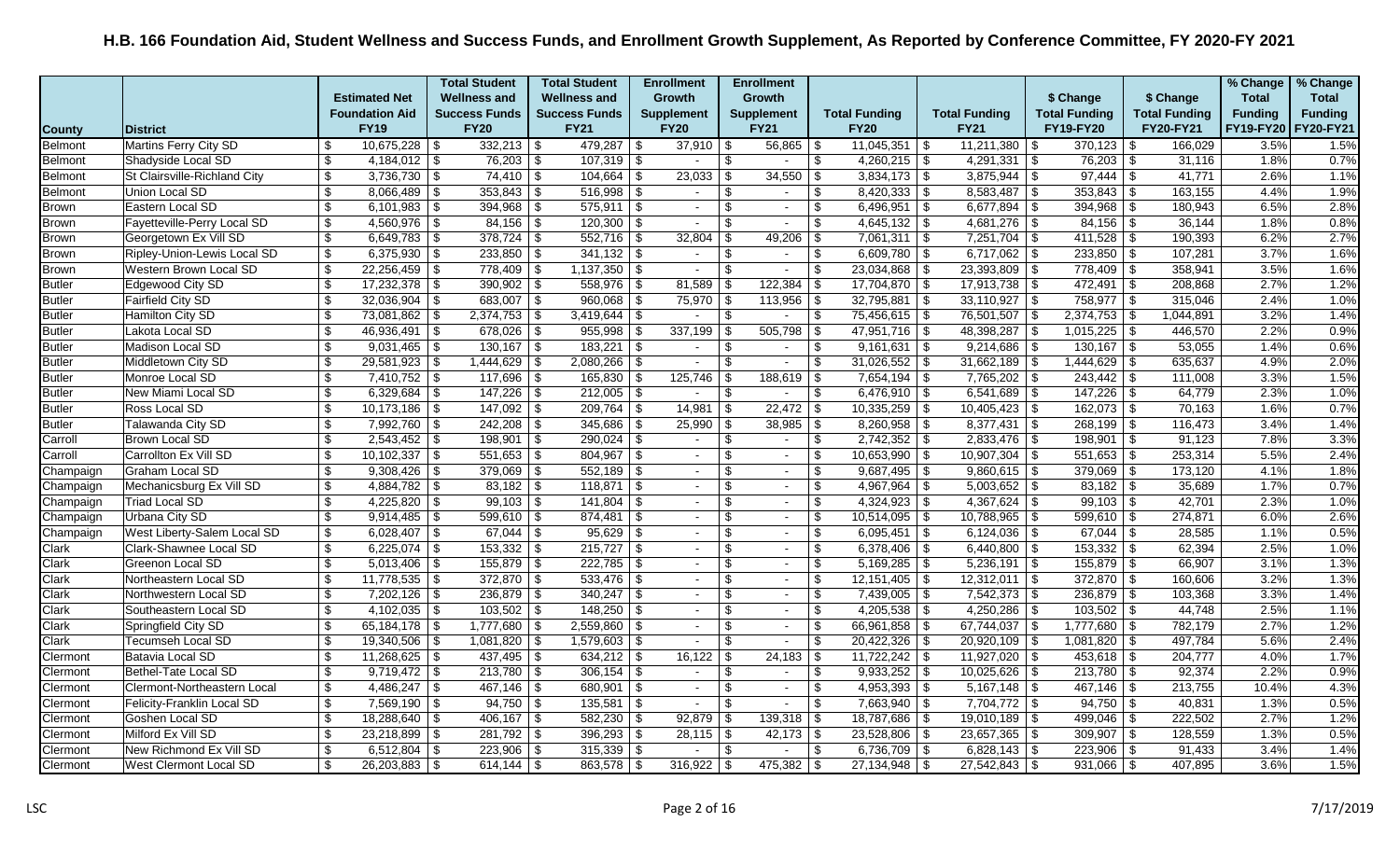# H.B. 166 Foundation Aid, Student Wellness and Success Funds, and Enrollment Growth Supplement, As Reported by Conference Committee, FY 2020-FY 2021

| County | District | Estimated Net Foundation Aid FY19 | Total Student Wellness and Success Funds FY20 | Total Student Wellness and Success Funds FY21 | Enrollment Growth Supplement FY20 | Enrollment Growth Supplement FY21 | Total Funding FY20 | Total Funding FY21 | $ Change Total Funding FY19-FY20 | $ Change Total Funding FY20-FY21 | % Change Total Funding FY19-FY20 | % Change Total Funding FY20-FY21 |
|---|---|---|---|---|---|---|---|---|---|---|---|---|
| Belmont | Martins Ferry City SD | $ 10,675,228 | $ 332,213 | $ 479,287 | $ 37,910 | $ 56,865 | $ 11,045,351 | $ 11,211,380 | $ 370,123 | $ 166,029 | 3.5% | 1.5% |
| Belmont | Shadyside Local SD | $ 4,184,012 | $ 76,203 | $ 107,319 | $ - | $ - | $ 4,260,215 | $ 4,291,331 | $ 76,203 | $ 31,116 | 1.8% | 0.7% |
| Belmont | St Clairsville-Richland City | $ 3,736,730 | $ 74,410 | $ 104,664 | $ 23,033 | $ 34,550 | $ 3,834,173 | $ 3,875,944 | $ 97,444 | $ 41,771 | 2.6% | 1.1% |
| Belmont | Union Local SD | $ 8,066,489 | $ 353,843 | $ 516,998 | $ - | $ - | $ 8,420,333 | $ 8,583,487 | $ 353,843 | $ 163,155 | 4.4% | 1.9% |
| Brown | Eastern Local SD | $ 6,101,983 | $ 394,968 | $ 575,911 | $ - | $ - | $ 6,496,951 | $ 6,677,894 | $ 394,968 | $ 180,943 | 6.5% | 2.8% |
| Brown | Fayetteville-Perry Local SD | $ 4,560,976 | $ 84,156 | $ 120,300 | $ - | $ - | $ 4,645,132 | $ 4,681,276 | $ 84,156 | $ 36,144 | 1.8% | 0.8% |
| Brown | Georgetown Ex Vill SD | $ 6,649,783 | $ 378,724 | $ 552,716 | $ 32,804 | $ 49,206 | $ 7,061,311 | $ 7,251,704 | $ 411,528 | $ 190,393 | 6.2% | 2.7% |
| Brown | Ripley-Union-Lewis Local SD | $ 6,375,930 | $ 233,850 | $ 341,132 | $ - | $ - | $ 6,609,780 | $ 6,717,062 | $ 233,850 | $ 107,281 | 3.7% | 1.6% |
| Brown | Western Brown Local SD | $ 22,256,459 | $ 778,409 | $ 1,137,350 | $ - | $ - | $ 23,034,868 | $ 23,393,809 | $ 778,409 | $ 358,941 | 3.5% | 1.6% |
| Butler | Edgewood City SD | $ 17,232,378 | $ 390,902 | $ 558,976 | $ 81,589 | $ 122,384 | $ 17,704,870 | $ 17,913,738 | $ 472,491 | $ 208,868 | 2.7% | 1.2% |
| Butler | Fairfield City SD | $ 32,036,904 | $ 683,007 | $ 960,068 | $ 75,970 | $ 113,956 | $ 32,795,881 | $ 33,110,927 | $ 758,977 | $ 315,046 | 2.4% | 1.0% |
| Butler | Hamilton City SD | $ 73,081,862 | $ 2,374,753 | $ 3,419,644 | $ - | $ - | $ 75,456,615 | $ 76,501,507 | $ 2,374,753 | $ 1,044,891 | 3.2% | 1.4% |
| Butler | Lakota Local SD | $ 46,936,491 | $ 678,026 | $ 955,998 | $ 337,199 | $ 505,798 | $ 47,951,716 | $ 48,398,287 | $ 1,015,225 | $ 446,570 | 2.2% | 0.9% |
| Butler | Madison Local SD | $ 9,031,465 | $ 130,167 | $ 183,221 | $ - | $ - | $ 9,161,631 | $ 9,214,686 | $ 130,167 | $ 53,055 | 1.4% | 0.6% |
| Butler | Middletown City SD | $ 29,581,923 | $ 1,444,629 | $ 2,080,266 | $ - | $ - | $ 31,026,552 | $ 31,662,189 | $ 1,444,629 | $ 635,637 | 4.9% | 2.0% |
| Butler | Monroe Local SD | $ 7,410,752 | $ 117,696 | $ 165,830 | $ 125,746 | $ 188,619 | $ 7,654,194 | $ 7,765,202 | $ 243,442 | $ 111,008 | 3.3% | 1.5% |
| Butler | New Miami Local SD | $ 6,329,684 | $ 147,226 | $ 212,005 | $ - | $ - | $ 6,476,910 | $ 6,541,689 | $ 147,226 | $ 64,779 | 2.3% | 1.0% |
| Butler | Ross Local SD | $ 10,173,186 | $ 147,092 | $ 209,764 | $ 14,981 | $ 22,472 | $ 10,335,259 | $ 10,405,423 | $ 162,073 | $ 70,163 | 1.6% | 0.7% |
| Butler | Talawanda City SD | $ 7,992,760 | $ 242,208 | $ 345,686 | $ 25,990 | $ 38,985 | $ 8,260,958 | $ 8,377,431 | $ 268,199 | $ 116,473 | 3.4% | 1.4% |
| Carroll | Brown Local SD | $ 2,543,452 | $ 198,901 | $ 290,024 | $ - | $ - | $ 2,742,352 | $ 2,833,476 | $ 198,901 | $ 91,123 | 7.8% | 3.3% |
| Carroll | Carrollton Ex Vill SD | $ 10,102,337 | $ 551,653 | $ 804,967 | $ - | $ - | $ 10,653,990 | $ 10,907,304 | $ 551,653 | $ 253,314 | 5.5% | 2.4% |
| Champaign | Graham Local SD | $ 9,308,426 | $ 379,069 | $ 552,189 | $ - | $ - | $ 9,687,495 | $ 9,860,615 | $ 379,069 | $ 173,120 | 4.1% | 1.8% |
| Champaign | Mechanicsburg Ex Vill SD | $ 4,884,782 | $ 83,182 | $ 118,871 | $ - | $ - | $ 4,967,964 | $ 5,003,652 | $ 83,182 | $ 35,689 | 1.7% | 0.7% |
| Champaign | Triad Local SD | $ 4,225,820 | $ 99,103 | $ 141,804 | $ - | $ - | $ 4,324,923 | $ 4,367,624 | $ 99,103 | $ 42,701 | 2.3% | 1.0% |
| Champaign | Urbana City SD | $ 9,914,485 | $ 599,610 | $ 874,481 | $ - | $ - | $ 10,514,095 | $ 10,788,965 | $ 599,610 | $ 274,871 | 6.0% | 2.6% |
| Champaign | West Liberty-Salem Local SD | $ 6,028,407 | $ 67,044 | $ 95,629 | $ - | $ - | $ 6,095,451 | $ 6,124,036 | $ 67,044 | $ 28,585 | 1.1% | 0.5% |
| Clark | Clark-Shawnee Local SD | $ 6,225,074 | $ 153,332 | $ 215,727 | $ - | $ - | $ 6,378,406 | $ 6,440,800 | $ 153,332 | $ 62,394 | 2.5% | 1.0% |
| Clark | Greenon Local SD | $ 5,013,406 | $ 155,879 | $ 222,785 | $ - | $ - | $ 5,169,285 | $ 5,236,191 | $ 155,879 | $ 66,907 | 3.1% | 1.3% |
| Clark | Northeastern Local SD | $ 11,778,535 | $ 372,870 | $ 533,476 | $ - | $ - | $ 12,151,405 | $ 12,312,011 | $ 372,870 | $ 160,606 | 3.2% | 1.3% |
| Clark | Northwestern Local SD | $ 7,202,126 | $ 236,879 | $ 340,247 | $ - | $ - | $ 7,439,005 | $ 7,542,373 | $ 236,879 | $ 103,368 | 3.3% | 1.4% |
| Clark | Southeastern Local SD | $ 4,102,035 | $ 103,502 | $ 148,250 | $ - | $ - | $ 4,205,538 | $ 4,250,286 | $ 103,502 | $ 44,748 | 2.5% | 1.1% |
| Clark | Springfield City SD | $ 65,184,178 | $ 1,777,680 | $ 2,559,860 | $ - | $ - | $ 66,961,858 | $ 67,744,037 | $ 1,777,680 | $ 782,179 | 2.7% | 1.2% |
| Clark | Tecumseh Local SD | $ 19,340,506 | $ 1,081,820 | $ 1,579,603 | $ - | $ - | $ 20,422,326 | $ 20,920,109 | $ 1,081,820 | $ 497,784 | 5.6% | 2.4% |
| Clermont | Batavia Local SD | $ 11,268,625 | $ 437,495 | $ 634,212 | $ 16,122 | $ 24,183 | $ 11,722,242 | $ 11,927,020 | $ 453,618 | $ 204,777 | 4.0% | 1.7% |
| Clermont | Bethel-Tate Local SD | $ 9,719,472 | $ 213,780 | $ 306,154 | $ - | $ - | $ 9,933,252 | $ 10,025,626 | $ 213,780 | $ 92,374 | 2.2% | 0.9% |
| Clermont | Clermont-Northeastern Local | $ 4,486,247 | $ 467,146 | $ 680,901 | $ - | $ - | $ 4,953,393 | $ 5,167,148 | $ 467,146 | $ 213,755 | 10.4% | 4.3% |
| Clermont | Felicity-Franklin Local SD | $ 7,569,190 | $ 94,750 | $ 135,581 | $ - | $ - | $ 7,663,940 | $ 7,704,772 | $ 94,750 | $ 40,831 | 1.3% | 0.5% |
| Clermont | Goshen Local SD | $ 18,288,640 | $ 406,167 | $ 582,230 | $ 92,879 | $ 139,318 | $ 18,787,686 | $ 19,010,189 | $ 499,046 | $ 222,502 | 2.7% | 1.2% |
| Clermont | Milford Ex Vill SD | $ 23,218,899 | $ 281,792 | $ 396,293 | $ 28,115 | $ 42,173 | $ 23,528,806 | $ 23,657,365 | $ 309,907 | $ 128,559 | 1.3% | 0.5% |
| Clermont | New Richmond Ex Vill SD | $ 6,512,804 | $ 223,906 | $ 315,339 | $ - | $ - | $ 6,736,709 | $ 6,828,143 | $ 223,906 | $ 91,433 | 3.4% | 1.4% |
| Clermont | West Clermont Local SD | $ 26,203,883 | $ 614,144 | $ 863,578 | $ 316,922 | $ 475,382 | $ 27,134,948 | $ 27,542,843 | $ 931,066 | $ 407,895 | 3.6% | 1.5% |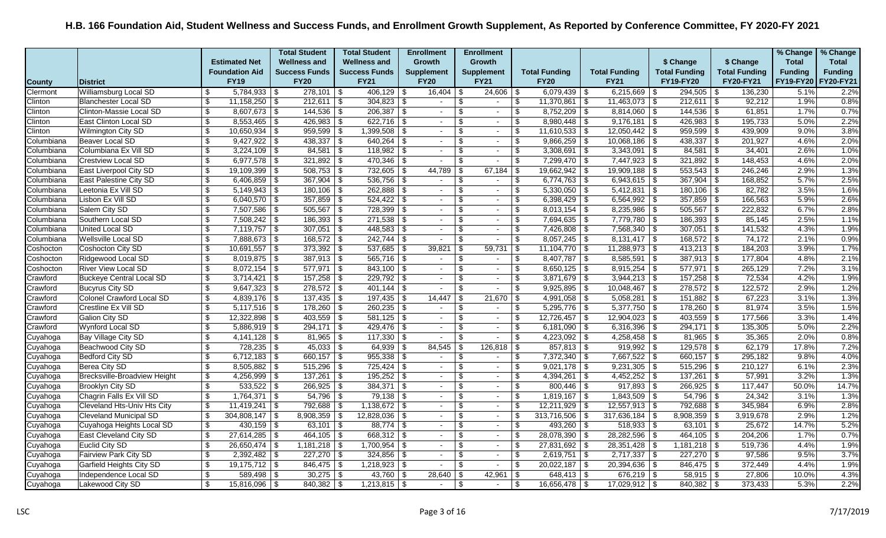# H.B. 166 Foundation Aid, Student Wellness and Success Funds, and Enrollment Growth Supplement, As Reported by Conference Committee, FY 2020-FY 2021

| County | District | Estimated Net Foundation Aid FY19 | Total Student Wellness and Success Funds FY20 | Total Student Wellness and Success Funds FY21 | Enrollment Growth Supplement FY20 | Enrollment Growth Supplement FY21 | Total Funding FY20 | Total Funding FY21 | $ Change Total Funding FY19-FY20 | $ Change Total Funding FY20-FY21 | % Change Total Funding FY19-FY20 | % Change Total Funding FY20-FY21 |
|---|---|---|---|---|---|---|---|---|---|---|---|---|
| Clermont | Williamsburg Local SD | $ 5,784,933 | $ 278,101 | $ 406,129 | $ 16,404 | $ 24,606 | $ 6,079,439 | $ 6,215,669 | $ 294,505 | $ 136,230 | 5.1% | 2.2% |
| Clinton | Blanchester Local SD | $ 11,158,250 | $ 212,611 | $ 304,823 | $ - | $ - | $ 11,370,861 | $ 11,463,073 | $ 212,611 | $ 92,212 | 1.9% | 0.8% |
| Clinton | Clinton-Massie Local SD | $ 8,607,673 | $ 144,536 | $ 206,387 | $ - | $ - | $ 8,752,209 | $ 8,814,060 | $ 144,536 | $ 61,851 | 1.7% | 0.7% |
| Clinton | East Clinton Local SD | $ 8,553,465 | $ 426,983 | $ 622,716 | $ - | $ - | $ 8,980,448 | $ 9,176,181 | $ 426,983 | $ 195,733 | 5.0% | 2.2% |
| Clinton | Wilmington City SD | $ 10,650,934 | $ 959,599 | $ 1,399,508 | $ - | $ - | $ 11,610,533 | $ 12,050,442 | $ 959,599 | $ 439,909 | 9.0% | 3.8% |
| Columbiana | Beaver Local SD | $ 9,427,922 | $ 438,337 | $ 640,264 | $ - | $ - | $ 9,866,259 | $ 10,068,186 | $ 438,337 | $ 201,927 | 4.6% | 2.0% |
| Columbiana | Columbiana Ex Vill SD | $ 3,224,109 | $ 84,581 | $ 118,982 | $ - | $ - | $ 3,308,691 | $ 3,343,091 | $ 84,581 | $ 34,401 | 2.6% | 1.0% |
| Columbiana | Crestview Local SD | $ 6,977,578 | $ 321,892 | $ 470,346 | $ - | $ - | $ 7,299,470 | $ 7,447,923 | $ 321,892 | $ 148,453 | 4.6% | 2.0% |
| Columbiana | East Liverpool City SD | $ 19,109,399 | $ 508,753 | $ 732,605 | $ 44,789 | $ 67,184 | $ 19,662,942 | $ 19,909,188 | $ 553,543 | $ 246,246 | 2.9% | 1.3% |
| Columbiana | East Palestine City SD | $ 6,406,859 | $ 367,904 | $ 536,756 | $ - | $ - | $ 6,774,763 | $ 6,943,615 | $ 367,904 | $ 168,852 | 5.7% | 2.5% |
| Columbiana | Leetonia Ex Vill SD | $ 5,149,943 | $ 180,106 | $ 262,888 | $ - | $ - | $ 5,330,050 | $ 5,412,831 | $ 180,106 | $ 82,782 | 3.5% | 1.6% |
| Columbiana | Lisbon Ex Vill SD | $ 6,040,570 | $ 357,859 | $ 524,422 | $ - | $ - | $ 6,398,429 | $ 6,564,992 | $ 357,859 | $ 166,563 | 5.9% | 2.6% |
| Columbiana | Salem City SD | $ 7,507,586 | $ 505,567 | $ 728,399 | $ - | $ - | $ 8,013,154 | $ 8,235,986 | $ 505,567 | $ 222,832 | 6.7% | 2.8% |
| Columbiana | Southern Local SD | $ 7,508,242 | $ 186,393 | $ 271,538 | $ - | $ - | $ 7,694,635 | $ 7,779,780 | $ 186,393 | $ 85,145 | 2.5% | 1.1% |
| Columbiana | United Local SD | $ 7,119,757 | $ 307,051 | $ 448,583 | $ - | $ - | $ 7,426,808 | $ 7,568,340 | $ 307,051 | $ 141,532 | 4.3% | 1.9% |
| Columbiana | Wellsville Local SD | $ 7,888,673 | $ 168,572 | $ 242,744 | $ - | $ - | $ 8,057,245 | $ 8,131,417 | $ 168,572 | $ 74,172 | 2.1% | 0.9% |
| Coshocton | Coshocton City SD | $ 10,691,557 | $ 373,392 | $ 537,685 | $ 39,821 | $ 59,731 | $ 11,104,770 | $ 11,288,973 | $ 413,213 | $ 184,203 | 3.9% | 1.7% |
| Coshocton | Ridgewood Local SD | $ 8,019,875 | $ 387,913 | $ 565,716 | $ - | $ - | $ 8,407,787 | $ 8,585,591 | $ 387,913 | $ 177,804 | 4.8% | 2.1% |
| Coshocton | River View Local SD | $ 8,072,154 | $ 577,971 | $ 843,100 | $ - | $ - | $ 8,650,125 | $ 8,915,254 | $ 577,971 | $ 265,129 | 7.2% | 3.1% |
| Crawford | Buckeye Central Local SD | $ 3,714,421 | $ 157,258 | $ 229,792 | $ - | $ - | $ 3,871,679 | $ 3,944,213 | $ 157,258 | $ 72,534 | 4.2% | 1.9% |
| Crawford | Bucyrus City SD | $ 9,647,323 | $ 278,572 | $ 401,144 | $ - | $ - | $ 9,925,895 | $ 10,048,467 | $ 278,572 | $ 122,572 | 2.9% | 1.2% |
| Crawford | Colonel Crawford Local SD | $ 4,839,176 | $ 137,435 | $ 197,435 | $ 14,447 | $ 21,670 | $ 4,991,058 | $ 5,058,281 | $ 151,882 | $ 67,223 | 3.1% | 1.3% |
| Crawford | Crestline Ex Vill SD | $ 5,117,516 | $ 178,260 | $ 260,235 | $ - | $ - | $ 5,295,776 | $ 5,377,750 | $ 178,260 | $ 81,974 | 3.5% | 1.5% |
| Crawford | Galion City SD | $ 12,322,898 | $ 403,559 | $ 581,125 | $ - | $ - | $ 12,726,457 | $ 12,904,023 | $ 403,559 | $ 177,566 | 3.3% | 1.4% |
| Crawford | Wynford Local SD | $ 5,886,919 | $ 294,171 | $ 429,476 | $ - | $ - | $ 6,181,090 | $ 6,316,396 | $ 294,171 | $ 135,305 | 5.0% | 2.2% |
| Cuyahoga | Bay Village City SD | $ 4,141,128 | $ 81,965 | $ 117,330 | $ - | $ - | $ 4,223,092 | $ 4,258,458 | $ 81,965 | $ 35,365 | 2.0% | 0.8% |
| Cuyahoga | Beachwood City SD | $ 728,235 | $ 45,033 | $ 64,939 | $ 84,545 | $ 126,818 | $ 857,813 | $ 919,992 | $ 129,578 | $ 62,179 | 17.8% | 7.2% |
| Cuyahoga | Bedford City SD | $ 6,712,183 | $ 660,157 | $ 955,338 | $ - | $ - | $ 7,372,340 | $ 7,667,522 | $ 660,157 | $ 295,182 | 9.8% | 4.0% |
| Cuyahoga | Berea City SD | $ 8,505,882 | $ 515,296 | $ 725,424 | $ - | $ - | $ 9,021,178 | $ 9,231,305 | $ 515,296 | $ 210,127 | 6.1% | 2.3% |
| Cuyahoga | Brecksville-Broadview Height | $ 4,256,999 | $ 137,261 | $ 195,252 | $ - | $ - | $ 4,394,261 | $ 4,452,252 | $ 137,261 | $ 57,991 | 3.2% | 1.3% |
| Cuyahoga | Brooklyn City SD | $ 533,522 | $ 266,925 | $ 384,371 | $ - | $ - | $ 800,446 | $ 917,893 | $ 266,925 | $ 117,447 | 50.0% | 14.7% |
| Cuyahoga | Chagrin Falls Ex Vill SD | $ 1,764,371 | $ 54,796 | $ 79,138 | $ - | $ - | $ 1,819,167 | $ 1,843,509 | $ 54,796 | $ 24,342 | 3.1% | 1.3% |
| Cuyahoga | Cleveland Hts-Univ Hts City | $ 11,419,241 | $ 792,688 | $ 1,138,672 | $ - | $ - | $ 12,211,929 | $ 12,557,913 | $ 792,688 | $ 345,984 | 6.9% | 2.8% |
| Cuyahoga | Cleveland Municipal SD | $ 304,808,147 | $ 8,908,359 | $ 12,828,036 | $ - | $ - | $ 313,716,506 | $ 317,636,184 | $ 8,908,359 | $ 3,919,678 | 2.9% | 1.2% |
| Cuyahoga | Cuyahoga Heights Local SD | $ 430,159 | $ 63,101 | $ 88,774 | $ - | $ - | $ 493,260 | $ 518,933 | $ 63,101 | $ 25,672 | 14.7% | 5.2% |
| Cuyahoga | East Cleveland City SD | $ 27,614,285 | $ 464,105 | $ 668,312 | $ - | $ - | $ 28,078,390 | $ 28,282,596 | $ 464,105 | $ 204,206 | 1.7% | 0.7% |
| Cuyahoga | Euclid City SD | $ 26,650,474 | $ 1,181,218 | $ 1,700,954 | $ - | $ - | $ 27,831,692 | $ 28,351,428 | $ 1,181,218 | $ 519,736 | 4.4% | 1.9% |
| Cuyahoga | Fairview Park City SD | $ 2,392,482 | $ 227,270 | $ 324,856 | $ - | $ - | $ 2,619,751 | $ 2,717,337 | $ 227,270 | $ 97,586 | 9.5% | 3.7% |
| Cuyahoga | Garfield Heights City SD | $ 19,175,712 | $ 846,475 | $ 1,218,923 | $ - | $ - | $ 20,022,187 | $ 20,394,636 | $ 846,475 | $ 372,449 | 4.4% | 1.9% |
| Cuyahoga | Independence Local SD | $ 589,498 | $ 30,275 | $ 43,760 | $ 28,640 | $ 42,961 | $ 648,413 | $ 676,219 | $ 58,915 | $ 27,806 | 10.0% | 4.3% |
| Cuyahoga | Lakewood City SD | $ 15,816,096 | $ 840,382 | $ 1,213,815 | $ - | $ - | $ 16,656,478 | $ 17,029,912 | $ 840,382 | $ 373,433 | 5.3% | 2.2% |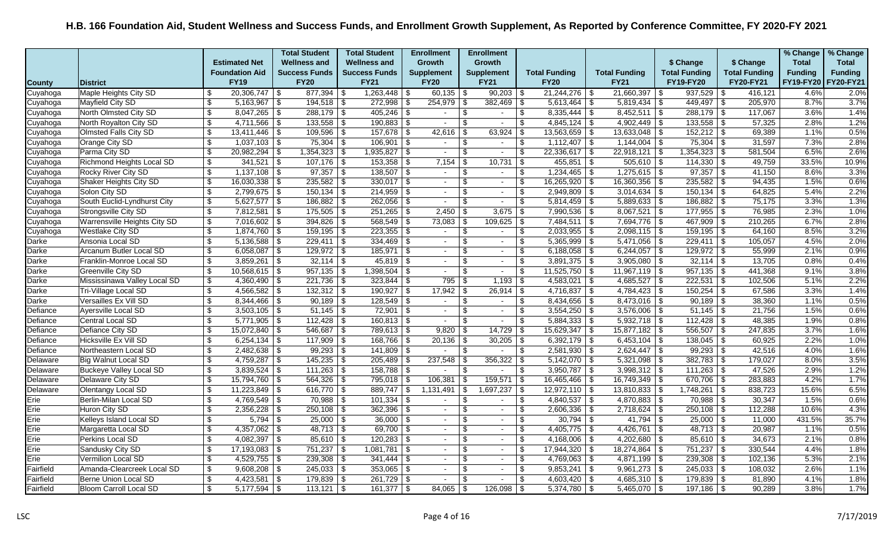# H.B. 166 Foundation Aid, Student Wellness and Success Funds, and Enrollment Growth Supplement, As Reported by Conference Committee, FY 2020-FY 2021

| County | District | Estimated Net Foundation Aid FY19 | Total Student Wellness and Success Funds FY20 | Total Student Wellness and Success Funds FY21 | Enrollment Growth Supplement FY20 | Enrollment Growth Supplement FY21 | Total Funding FY20 | Total Funding FY21 | $ Change Total Funding FY19-FY20 | $ Change Total Funding FY20-FY21 | % Change Total Funding FY19-FY20 | % Change Total Funding FY20-FY21 |
|---|---|---|---|---|---|---|---|---|---|---|---|---|
| Cuyahoga | Maple Heights City SD | $ 20,306,747 | $ 877,394 | $ 1,263,448 | $ 60,135 | $ 90,203 | $ 21,244,276 | $ 21,660,397 | $ 937,529 | $ 416,121 | 4.6% | 2.0% |
| Cuyahoga | Mayfield City SD | $ 5,163,967 | $ 194,518 | $ 272,998 | $ 254,979 | $ 382,469 | $ 5,613,464 | $ 5,819,434 | $ 449,497 | $ 205,970 | 8.7% | 3.7% |
| Cuyahoga | North Olmsted City SD | $ 8,047,265 | $ 288,179 | $ 405,246 | $ - | $ - | $ 8,335,444 | $ 8,452,511 | $ 288,179 | $ 117,067 | 3.6% | 1.4% |
| Cuyahoga | North Royalton City SD | $ 4,711,566 | $ 133,558 | $ 190,883 | $ - | $ - | $ 4,845,124 | $ 4,902,449 | $ 133,558 | $ 57,325 | 2.8% | 1.2% |
| Cuyahoga | Olmsted Falls City SD | $ 13,411,446 | $ 109,596 | $ 157,678 | $ 42,616 | $ 63,924 | $ 13,563,659 | $ 13,633,048 | $ 152,212 | $ 69,389 | 1.1% | 0.5% |
| Cuyahoga | Orange City SD | $ 1,037,103 | $ 75,304 | $ 106,901 | $ - | $ - | $ 1,112,407 | $ 1,144,004 | $ 75,304 | $ 31,597 | 7.3% | 2.8% |
| Cuyahoga | Parma City SD | $ 20,982,294 | $ 1,354,323 | $ 1,935,827 | $ - | $ - | $ 22,336,617 | $ 22,918,121 | $ 1,354,323 | $ 581,504 | 6.5% | 2.6% |
| Cuyahoga | Richmond Heights Local SD | $ 341,521 | $ 107,176 | $ 153,358 | $ 7,154 | $ 10,731 | $ 455,851 | $ 505,610 | $ 114,330 | $ 49,759 | 33.5% | 10.9% |
| Cuyahoga | Rocky River City SD | $ 1,137,108 | $ 97,357 | $ 138,507 | $ - | $ - | $ 1,234,465 | $ 1,275,615 | $ 97,357 | $ 41,150 | 8.6% | 3.3% |
| Cuyahoga | Shaker Heights City SD | $ 16,030,338 | $ 235,582 | $ 330,017 | $ - | $ - | $ 16,265,920 | $ 16,360,356 | $ 235,582 | $ 94,435 | 1.5% | 0.6% |
| Cuyahoga | Solon City SD | $ 2,799,675 | $ 150,134 | $ 214,959 | $ - | $ - | $ 2,949,809 | $ 3,014,634 | $ 150,134 | $ 64,825 | 5.4% | 2.2% |
| Cuyahoga | South Euclid-Lyndhurst City | $ 5,627,577 | $ 186,882 | $ 262,056 | $ - | $ - | $ 5,814,459 | $ 5,889,633 | $ 186,882 | $ 75,175 | 3.3% | 1.3% |
| Cuyahoga | Strongsville City SD | $ 7,812,581 | $ 175,505 | $ 251,265 | $ 2,450 | $ 3,675 | $ 7,990,536 | $ 8,067,521 | $ 177,955 | $ 76,985 | 2.3% | 1.0% |
| Cuyahoga | Warrensville Heights City SD | $ 7,016,602 | $ 394,826 | $ 568,549 | $ 73,083 | $ 109,625 | $ 7,484,511 | $ 7,694,776 | $ 467,909 | $ 210,265 | 6.7% | 2.8% |
| Cuyahoga | Westlake City SD | $ 1,874,760 | $ 159,195 | $ 223,355 | $ - | $ - | $ 2,033,955 | $ 2,098,115 | $ 159,195 | $ 64,160 | 8.5% | 3.2% |
| Darke | Ansonia Local SD | $ 5,136,588 | $ 229,411 | $ 334,469 | $ - | $ - | $ 5,365,999 | $ 5,471,056 | $ 229,411 | $ 105,057 | 4.5% | 2.0% |
| Darke | Arcanum Butler Local SD | $ 6,058,087 | $ 129,972 | $ 185,971 | $ - | $ - | $ 6,188,058 | $ 6,244,057 | $ 129,972 | $ 55,999 | 2.1% | 0.9% |
| Darke | Franklin-Monroe Local SD | $ 3,859,261 | $ 32,114 | $ 45,819 | $ - | $ - | $ 3,891,375 | $ 3,905,080 | $ 32,114 | $ 13,705 | 0.8% | 0.4% |
| Darke | Greenville City SD | $ 10,568,615 | $ 957,135 | $ 1,398,504 | $ - | $ - | $ 11,525,750 | $ 11,967,119 | $ 957,135 | $ 441,368 | 9.1% | 3.8% |
| Darke | Mississinawa Valley Local SD | $ 4,360,490 | $ 221,736 | $ 323,844 | $ 795 | $ 1,193 | $ 4,583,021 | $ 4,685,527 | $ 222,531 | $ 102,506 | 5.1% | 2.2% |
| Darke | Tri-Village Local SD | $ 4,566,582 | $ 132,312 | $ 190,927 | $ 17,942 | $ 26,914 | $ 4,716,837 | $ 4,784,423 | $ 150,254 | $ 67,586 | 3.3% | 1.4% |
| Darke | Versailles Ex Vill SD | $ 8,344,466 | $ 90,189 | $ 128,549 | $ - | $ - | $ 8,434,656 | $ 8,473,016 | $ 90,189 | $ 38,360 | 1.1% | 0.5% |
| Defiance | Ayersville Local SD | $ 3,503,105 | $ 51,145 | $ 72,901 | $ - | $ - | $ 3,554,250 | $ 3,576,006 | $ 51,145 | $ 21,756 | 1.5% | 0.6% |
| Defiance | Central Local SD | $ 5,771,905 | $ 112,428 | $ 160,813 | $ - | $ - | $ 5,884,333 | $ 5,932,718 | $ 112,428 | $ 48,385 | 1.9% | 0.8% |
| Defiance | Defiance City SD | $ 15,072,840 | $ 546,687 | $ 789,613 | $ 9,820 | $ 14,729 | $ 15,629,347 | $ 15,877,182 | $ 556,507 | $ 247,835 | 3.7% | 1.6% |
| Defiance | Hicksville Ex Vill SD | $ 6,254,134 | $ 117,909 | $ 168,766 | $ 20,136 | $ 30,205 | $ 6,392,179 | $ 6,453,104 | $ 138,045 | $ 60,925 | 2.2% | 1.0% |
| Defiance | Northeastern Local SD | $ 2,482,638 | $ 99,293 | $ 141,809 | $ - | $ - | $ 2,581,930 | $ 2,624,447 | $ 99,293 | $ 42,516 | 4.0% | 1.6% |
| Delaware | Big Walnut Local SD | $ 4,759,287 | $ 145,235 | $ 205,489 | $ 237,548 | $ 356,322 | $ 5,142,070 | $ 5,321,098 | $ 382,783 | $ 179,027 | 8.0% | 3.5% |
| Delaware | Buckeye Valley Local SD | $ 3,839,524 | $ 111,263 | $ 158,788 | $ - | $ - | $ 3,950,787 | $ 3,998,312 | $ 111,263 | $ 47,526 | 2.9% | 1.2% |
| Delaware | Delaware City SD | $ 15,794,760 | $ 564,326 | $ 795,018 | $ 106,381 | $ 159,571 | $ 16,465,466 | $ 16,749,349 | $ 670,706 | $ 283,883 | 4.2% | 1.7% |
| Delaware | Olentangy Local SD | $ 11,223,849 | $ 616,770 | $ 889,747 | $ 1,131,491 | $ 1,697,237 | $ 12,972,110 | $ 13,810,833 | $ 1,748,261 | $ 838,723 | 15.6% | 6.5% |
| Erie | Berlin-Milan Local SD | $ 4,769,549 | $ 70,988 | $ 101,334 | $ - | $ - | $ 4,840,537 | $ 4,870,883 | $ 70,988 | $ 30,347 | 1.5% | 0.6% |
| Erie | Huron City SD | $ 2,356,228 | $ 250,108 | $ 362,396 | $ - | $ - | $ 2,606,336 | $ 2,718,624 | $ 250,108 | $ 112,288 | 10.6% | 4.3% |
| Erie | Kelleys Island Local SD | $ 5,794 | $ 25,000 | $ 36,000 | $ - | $ - | $ 30,794 | $ 41,794 | $ 25,000 | $ 11,000 | 431.5% | 35.7% |
| Erie | Margaretta Local SD | $ 4,357,062 | $ 48,713 | $ 69,700 | $ - | $ - | $ 4,405,775 | $ 4,426,761 | $ 48,713 | $ 20,987 | 1.1% | 0.5% |
| Erie | Perkins Local SD | $ 4,082,397 | $ 85,610 | $ 120,283 | $ - | $ - | $ 4,168,006 | $ 4,202,680 | $ 85,610 | $ 34,673 | 2.1% | 0.8% |
| Erie | Sandusky City SD | $ 17,193,083 | $ 751,237 | $ 1,081,781 | $ - | $ - | $ 17,944,320 | $ 18,274,864 | $ 751,237 | $ 330,544 | 4.4% | 1.8% |
| Erie | Vermilion Local SD | $ 4,529,755 | $ 239,308 | $ 341,444 | $ - | $ - | $ 4,769,063 | $ 4,871,199 | $ 239,308 | $ 102,136 | 5.3% | 2.1% |
| Fairfield | Amanda-Clearcreek Local SD | $ 9,608,208 | $ 245,033 | $ 353,065 | $ - | $ - | $ 9,853,241 | $ 9,961,273 | $ 245,033 | $ 108,032 | 2.6% | 1.1% |
| Fairfield | Berne Union Local SD | $ 4,423,581 | $ 179,839 | $ 261,729 | $ - | $ - | $ 4,603,420 | $ 4,685,310 | $ 179,839 | $ 81,890 | 4.1% | 1.8% |
| Fairfield | Bloom Carroll Local SD | $ 5,177,594 | $ 113,121 | $ 161,377 | $ 84,065 | $ 126,098 | $ 5,374,780 | $ 5,465,070 | $ 197,186 | $ 90,289 | 3.8% | 1.7% |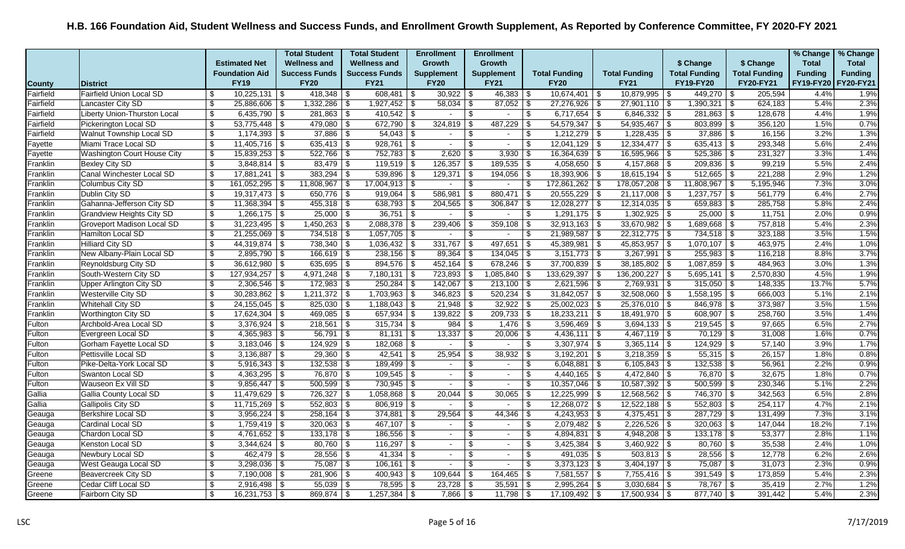# H.B. 166 Foundation Aid, Student Wellness and Success Funds, and Enrollment Growth Supplement, As Reported by Conference Committee, FY 2020-FY 2021

| County | District | Estimated Net Foundation Aid FY19 | Total Student Wellness and Success Funds FY20 | Total Student Wellness and Success Funds FY21 | Enrollment Growth Supplement FY20 | Enrollment Growth Supplement FY21 | Total Funding FY20 | Total Funding FY21 | $ Change Total Funding FY19-FY20 | $ Change Total Funding FY20-FY21 | % Change Total Funding FY19-FY20 | % Change Total Funding FY20-FY21 |
|---|---|---|---|---|---|---|---|---|---|---|---|---|
| Fairfield | Fairfield Union Local SD | $ 10,225,131 | $ 418,348 | $ 608,481 | $ 30,922 | $ 46,383 | $ 10,674,401 | $ 10,879,995 | $ 449,270 | $ 205,594 | 4.4% | 1.9% |
| Fairfield | Lancaster City SD | $ 25,886,606 | $ 1,332,286 | $ 1,927,452 | $ 58,034 | $ 87,052 | $ 27,276,926 | $ 27,901,110 | $ 1,390,321 | $ 624,183 | 5.4% | 2.3% |
| Fairfield | Liberty Union-Thurston Local | $ 6,435,790 | $ 281,863 | $ 410,542 | $ - | $ - | $ 6,717,654 | $ 6,846,332 | $ 281,863 | $ 128,678 | 4.4% | 1.9% |
| Fairfield | Pickerington Local SD | $ 53,775,448 | $ 479,080 | $ 672,790 | $ 324,819 | $ 487,229 | $ 54,579,347 | $ 54,935,467 | $ 803,899 | $ 356,120 | 1.5% | 0.7% |
| Fairfield | Walnut Township Local SD | $ 1,174,393 | $ 37,886 | $ 54,043 | $ - | $ - | $ 1,212,279 | $ 1,228,435 | $ 37,886 | $ 16,156 | 3.2% | 1.3% |
| Fayette | Miami Trace Local SD | $ 11,405,716 | $ 635,413 | $ 928,761 | $ - | $ - | $ 12,041,129 | $ 12,334,477 | $ 635,413 | $ 293,348 | 5.6% | 2.4% |
| Fayette | Washington Court House City | $ 15,839,253 | $ 522,766 | $ 752,783 | $ 2,620 | $ 3,930 | $ 16,364,639 | $ 16,595,966 | $ 525,386 | $ 231,327 | 3.3% | 1.4% |
| Franklin | Bexley City SD | $ 3,848,814 | $ 83,479 | $ 119,519 | $ 126,357 | $ 189,535 | $ 4,058,650 | $ 4,157,868 | $ 209,836 | $ 99,219 | 5.5% | 2.4% |
| Franklin | Canal Winchester Local SD | $ 17,881,241 | $ 383,294 | $ 539,896 | $ 129,371 | $ 194,056 | $ 18,393,906 | $ 18,615,194 | $ 512,665 | $ 221,288 | 2.9% | 1.2% |
| Franklin | Columbus City SD | $ 161,052,295 | $ 11,808,967 | $ 17,004,913 | $ - | $ - | $ 172,861,262 | $ 178,057,208 | $ 11,808,967 | $ 5,195,946 | 7.3% | 3.0% |
| Franklin | Dublin City SD | $ 19,317,473 | $ 650,776 | $ 919,064 | $ 586,981 | $ 880,471 | $ 20,555,229 | $ 21,117,008 | $ 1,237,757 | $ 561,779 | 6.4% | 2.7% |
| Franklin | Gahanna-Jefferson City SD | $ 11,368,394 | $ 455,318 | $ 638,793 | $ 204,565 | $ 306,847 | $ 12,028,277 | $ 12,314,035 | $ 659,883 | $ 285,758 | 5.8% | 2.4% |
| Franklin | Grandview Heights City SD | $ 1,266,175 | $ 25,000 | $ 36,751 | $ - | $ - | $ 1,291,175 | $ 1,302,925 | $ 25,000 | $ 11,751 | 2.0% | 0.9% |
| Franklin | Groveport Madison Local SD | $ 31,223,495 | $ 1,450,263 | $ 2,088,378 | $ 239,406 | $ 359,108 | $ 32,913,163 | $ 33,670,982 | $ 1,689,668 | $ 757,818 | 5.4% | 2.3% |
| Franklin | Hamilton Local SD | $ 21,255,069 | $ 734,518 | $ 1,057,705 | $ - | $ - | $ 21,989,587 | $ 22,312,775 | $ 734,518 | $ 323,188 | 3.5% | 1.5% |
| Franklin | Hilliard City SD | $ 44,319,874 | $ 738,340 | $ 1,036,432 | $ 331,767 | $ 497,651 | $ 45,389,981 | $ 45,853,957 | $ 1,070,107 | $ 463,975 | 2.4% | 1.0% |
| Franklin | New Albany-Plain Local SD | $ 2,895,790 | $ 166,619 | $ 238,156 | $ 89,364 | $ 134,045 | $ 3,151,773 | $ 3,267,991 | $ 255,983 | $ 116,218 | 8.8% | 3.7% |
| Franklin | Reynoldsburg City SD | $ 36,612,980 | $ 635,695 | $ 894,576 | $ 452,164 | $ 678,246 | $ 37,700,839 | $ 38,185,802 | $ 1,087,859 | $ 484,963 | 3.0% | 1.3% |
| Franklin | South-Western City SD | $ 127,934,257 | $ 4,971,248 | $ 7,180,131 | $ 723,893 | $ 1,085,840 | $ 133,629,397 | $ 136,200,227 | $ 5,695,141 | $ 2,570,830 | 4.5% | 1.9% |
| Franklin | Upper Arlington City SD | $ 2,306,546 | $ 172,983 | $ 250,284 | $ 142,067 | $ 213,100 | $ 2,621,596 | $ 2,769,931 | $ 315,050 | $ 148,335 | 13.7% | 5.7% |
| Franklin | Westerville City SD | $ 30,283,862 | $ 1,211,372 | $ 1,703,963 | $ 346,823 | $ 520,234 | $ 31,842,057 | $ 32,508,060 | $ 1,558,195 | $ 666,003 | 5.1% | 2.1% |
| Franklin | Whitehall City SD | $ 24,155,045 | $ 825,030 | $ 1,188,043 | $ 21,948 | $ 32,922 | $ 25,002,023 | $ 25,376,010 | $ 846,978 | $ 373,987 | 3.5% | 1.5% |
| Franklin | Worthington City SD | $ 17,624,304 | $ 469,085 | $ 657,934 | $ 139,822 | $ 209,733 | $ 18,233,211 | $ 18,491,970 | $ 608,907 | $ 258,760 | 3.5% | 1.4% |
| Fulton | Archbold-Area Local SD | $ 3,376,924 | $ 218,561 | $ 315,734 | $ 984 | $ 1,476 | $ 3,596,469 | $ 3,694,133 | $ 219,545 | $ 97,665 | 6.5% | 2.7% |
| Fulton | Evergreen Local SD | $ 4,365,983 | $ 56,791 | $ 81,131 | $ 13,337 | $ 20,006 | $ 4,436,111 | $ 4,467,119 | $ 70,129 | $ 31,008 | 1.6% | 0.7% |
| Fulton | Gorham Fayette Local SD | $ 3,183,046 | $ 124,929 | $ 182,068 | $ - | $ - | $ 3,307,974 | $ 3,365,114 | $ 124,929 | $ 57,140 | 3.9% | 1.7% |
| Fulton | Pettisville Local SD | $ 3,136,887 | $ 29,360 | $ 42,541 | $ 25,954 | $ 38,932 | $ 3,192,201 | $ 3,218,359 | $ 55,315 | $ 26,157 | 1.8% | 0.8% |
| Fulton | Pike-Delta-York Local SD | $ 5,916,343 | $ 132,538 | $ 189,499 | $ - | $ - | $ 6,048,881 | $ 6,105,843 | $ 132,538 | $ 56,961 | 2.2% | 0.9% |
| Fulton | Swanton Local SD | $ 4,363,295 | $ 76,870 | $ 109,545 | $ - | $ - | $ 4,440,165 | $ 4,472,840 | $ 76,870 | $ 32,675 | 1.8% | 0.7% |
| Fulton | Wauseon Ex Vill SD | $ 9,856,447 | $ 500,599 | $ 730,945 | $ - | $ - | $ 10,357,046 | $ 10,587,392 | $ 500,599 | $ 230,346 | 5.1% | 2.2% |
| Gallia | Gallia County Local SD | $ 11,479,629 | $ 726,327 | $ 1,058,868 | $ 20,044 | $ 30,065 | $ 12,225,999 | $ 12,568,562 | $ 746,370 | $ 342,563 | 6.5% | 2.8% |
| Gallia | Gallipolis City SD | $ 11,715,269 | $ 552,803 | $ 806,919 | $ - | $ - | $ 12,268,072 | $ 12,522,188 | $ 552,803 | $ 254,117 | 4.7% | 2.1% |
| Geauga | Berkshire Local SD | $ 3,956,224 | $ 258,164 | $ 374,881 | $ 29,564 | $ 44,346 | $ 4,243,953 | $ 4,375,451 | $ 287,729 | $ 131,499 | 7.3% | 3.1% |
| Geauga | Cardinal Local SD | $ 1,759,419 | $ 320,063 | $ 467,107 | $ - | $ - | $ 2,079,482 | $ 2,226,526 | $ 320,063 | $ 147,044 | 18.2% | 7.1% |
| Geauga | Chardon Local SD | $ 4,761,652 | $ 133,178 | $ 186,556 | $ - | $ - | $ 4,894,831 | $ 4,948,208 | $ 133,178 | $ 53,377 | 2.8% | 1.1% |
| Geauga | Kenston Local SD | $ 3,344,624 | $ 80,760 | $ 116,297 | $ - | $ - | $ 3,425,384 | $ 3,460,922 | $ 80,760 | $ 35,538 | 2.4% | 1.0% |
| Geauga | Newbury Local SD | $ 462,479 | $ 28,556 | $ 41,334 | $ - | $ - | $ 491,035 | $ 503,813 | $ 28,556 | $ 12,778 | 6.2% | 2.6% |
| Geauga | West Geauga Local SD | $ 3,298,036 | $ 75,087 | $ 106,161 | $ - | $ - | $ 3,373,123 | $ 3,404,197 | $ 75,087 | $ 31,073 | 2.3% | 0.9% |
| Greene | Beavercreek City SD | $ 7,190,008 | $ 281,906 | $ 400,943 | $ 109,644 | $ 164,465 | $ 7,581,557 | $ 7,755,416 | $ 391,549 | $ 173,859 | 5.4% | 2.3% |
| Greene | Cedar Cliff Local SD | $ 2,916,498 | $ 55,039 | $ 78,595 | $ 23,728 | $ 35,591 | $ 2,995,264 | $ 3,030,684 | $ 78,767 | $ 35,419 | 2.7% | 1.2% |
| Greene | Fairborn City SD | $ 16,231,753 | $ 869,874 | $ 1,257,384 | $ 7,866 | $ 11,798 | $ 17,109,492 | $ 17,500,934 | $ 877,740 | $ 391,442 | 5.4% | 2.3% |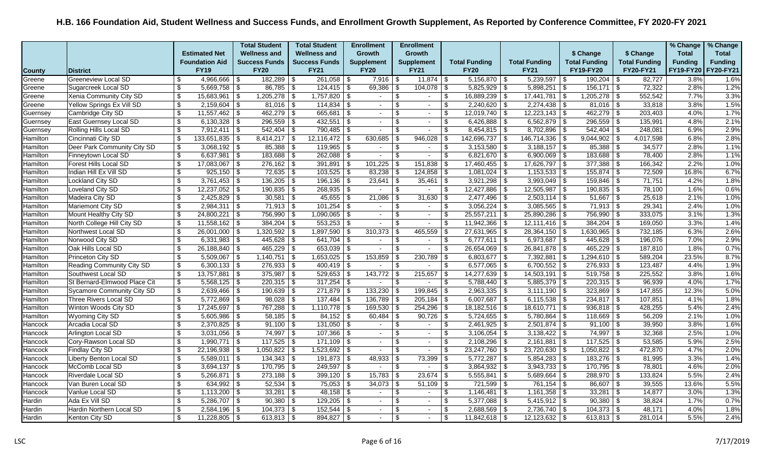# H.B. 166 Foundation Aid, Student Wellness and Success Funds, and Enrollment Growth Supplement, As Reported by Conference Committee, FY 2020-FY 2021

| County | District | Estimated Net Foundation Aid FY19 | Total Student Wellness and Success Funds FY20 | Total Student Wellness and Success Funds FY21 | Enrollment Growth Supplement FY20 | Enrollment Growth Supplement FY21 | Total Funding FY20 | Total Funding FY21 | $ Change Total Funding FY19-FY20 | $ Change Total Funding FY20-FY21 | % Change Total Funding FY19-FY20 | % Change Total Funding FY20-FY21 |
|---|---|---|---|---|---|---|---|---|---|---|---|---|
| Greene | Greeneview Local SD | $ 4,966,666 | $ 182,289 | $ 261,058 | $ 7,916 | $ 11,874 | $ 5,156,870 | $ 5,239,597 | $ 190,204 | $ 82,727 | 3.8% | 1.6% |
| Greene | Sugarcreek Local SD | $ 5,669,758 | $ 86,785 | $ 124,415 | $ 69,386 | $ 104,078 | $ 5,825,929 | $ 5,898,251 | $ 156,171 | $ 72,322 | 2.8% | 1.2% |
| Greene | Xenia Community City SD | $ 15,683,961 | $ 1,205,278 | $ 1,757,820 | $ - | $ - | $ 16,889,239 | $ 17,441,781 | $ 1,205,278 | $ 552,542 | 7.7% | 3.3% |
| Greene | Yellow Springs Ex Vill SD | $ 2,159,604 | $ 81,016 | $ 114,834 | $ - | $ - | $ 2,240,620 | $ 2,274,438 | $ 81,016 | $ 33,818 | 3.8% | 1.5% |
| Guernsey | Cambridge City SD | $ 11,557,462 | $ 462,279 | $ 665,681 | $ - | $ - | $ 12,019,740 | $ 12,223,143 | $ 462,279 | $ 203,403 | 4.0% | 1.7% |
| Guernsey | East Guernsey Local SD | $ 6,130,328 | $ 296,559 | $ 432,551 | $ - | $ - | $ 6,426,888 | $ 6,562,879 | $ 296,559 | $ 135,991 | 4.8% | 2.1% |
| Guernsey | Rolling Hills Local SD | $ 7,912,411 | $ 542,404 | $ 790,485 | $ - | $ - | $ 8,454,815 | $ 8,702,896 | $ 542,404 | $ 248,081 | 6.9% | 2.9% |
| Hamilton | Cincinnati City SD | $ 133,651,835 | $ 8,414,217 | $ 12,116,472 | $ 630,685 | $ 946,028 | $ 142,696,737 | $ 146,714,336 | $ 9,044,902 | $ 4,017,598 | 6.8% | 2.8% |
| Hamilton | Deer Park Community City SD | $ 3,068,192 | $ 85,388 | $ 119,965 | $ - | $ - | $ 3,153,580 | $ 3,188,157 | $ 85,388 | $ 34,577 | 2.8% | 1.1% |
| Hamilton | Finneytown Local SD | $ 6,637,981 | $ 183,688 | $ 262,088 | $ - | $ - | $ 6,821,670 | $ 6,900,069 | $ 183,688 | $ 78,400 | 2.8% | 1.1% |
| Hamilton | Forest Hills Local SD | $ 17,083,067 | $ 276,162 | $ 391,891 | $ 101,225 | $ 151,838 | $ 17,460,455 | $ 17,626,797 | $ 377,388 | $ 166,342 | 2.2% | 1.0% |
| Hamilton | Indian Hill Ex Vill SD | $ 925,150 | $ 72,635 | $ 103,525 | $ 83,238 | $ 124,858 | $ 1,081,024 | $ 1,153,533 | $ 155,874 | $ 72,509 | 16.8% | 6.7% |
| Hamilton | Lockland City SD | $ 3,761,453 | $ 136,205 | $ 196,136 | $ 23,641 | $ 35,461 | $ 3,921,298 | $ 3,993,049 | $ 159,846 | $ 71,751 | 4.2% | 1.8% |
| Hamilton | Loveland City SD | $ 12,237,052 | $ 190,835 | $ 268,935 | $ - | $ - | $ 12,427,886 | $ 12,505,987 | $ 190,835 | $ 78,100 | 1.6% | 0.6% |
| Hamilton | Madeira City SD | $ 2,425,829 | $ 30,581 | $ 45,655 | $ 21,086 | $ 31,630 | $ 2,477,496 | $ 2,503,114 | $ 51,667 | $ 25,618 | 2.1% | 1.0% |
| Hamilton | Mariemont City SD | $ 2,984,311 | $ 71,913 | $ 101,254 | $ - | $ - | $ 3,056,224 | $ 3,085,565 | $ 71,913 | $ 29,341 | 2.4% | 1.0% |
| Hamilton | Mount Healthy City SD | $ 24,800,221 | $ 756,990 | $ 1,090,065 | $ - | $ - | $ 25,557,211 | $ 25,890,286 | $ 756,990 | $ 333,075 | 3.1% | 1.3% |
| Hamilton | North College Hill City SD | $ 11,558,162 | $ 384,204 | $ 553,253 | $ - | $ - | $ 11,942,366 | $ 12,111,416 | $ 384,204 | $ 169,050 | 3.3% | 1.4% |
| Hamilton | Northwest Local SD | $ 26,001,000 | $ 1,320,592 | $ 1,897,590 | $ 310,373 | $ 465,559 | $ 27,631,965 | $ 28,364,150 | $ 1,630,965 | $ 732,185 | 6.3% | 2.6% |
| Hamilton | Norwood City SD | $ 6,331,983 | $ 445,628 | $ 641,704 | $ - | $ - | $ 6,777,611 | $ 6,973,687 | $ 445,628 | $ 196,076 | 7.0% | 2.9% |
| Hamilton | Oak Hills Local SD | $ 26,188,840 | $ 465,229 | $ 653,039 | $ - | $ - | $ 26,654,069 | $ 26,841,878 | $ 465,229 | $ 187,810 | 1.8% | 0.7% |
| Hamilton | Princeton City SD | $ 5,509,067 | $ 1,140,751 | $ 1,653,025 | $ 153,859 | $ 230,789 | $ 6,803,677 | $ 7,392,881 | $ 1,294,610 | $ 589,204 | 23.5% | 8.7% |
| Hamilton | Reading Community City SD | $ 6,300,133 | $ 276,933 | $ 400,419 | $ - | $ - | $ 6,577,065 | $ 6,700,552 | $ 276,933 | $ 123,487 | 4.4% | 1.9% |
| Hamilton | Southwest Local SD | $ 13,757,881 | $ 375,987 | $ 529,653 | $ 143,772 | $ 215,657 | $ 14,277,639 | $ 14,503,191 | $ 519,758 | $ 225,552 | 3.8% | 1.6% |
| Hamilton | St Bernard-Elmwood Place Cit | $ 5,568,125 | $ 220,315 | $ 317,254 | $ - | $ - | $ 5,788,440 | $ 5,885,379 | $ 220,315 | $ 96,939 | 4.0% | 1.7% |
| Hamilton | Sycamore Community City SD | $ 2,639,466 | $ 190,639 | $ 271,879 | $ 133,230 | $ 199,845 | $ 2,963,335 | $ 3,111,190 | $ 323,869 | $ 147,855 | 12.3% | 5.0% |
| Hamilton | Three Rivers Local SD | $ 5,772,869 | $ 98,028 | $ 137,484 | $ 136,789 | $ 205,184 | $ 6,007,687 | $ 6,115,538 | $ 234,817 | $ 107,851 | 4.1% | 1.8% |
| Hamilton | Winton Woods City SD | $ 17,245,697 | $ 767,288 | $ 1,110,778 | $ 169,530 | $ 254,296 | $ 18,182,516 | $ 18,610,771 | $ 936,818 | $ 428,255 | 5.4% | 2.4% |
| Hamilton | Wyoming City SD | $ 5,605,986 | $ 58,185 | $ 84,152 | $ 60,484 | $ 90,726 | $ 5,724,655 | $ 5,780,864 | $ 118,669 | $ 56,209 | 2.1% | 1.0% |
| Hancock | Arcadia Local SD | $ 2,370,825 | $ 91,100 | $ 131,050 | $ - | $ - | $ 2,461,925 | $ 2,501,874 | $ 91,100 | $ 39,950 | 3.8% | 1.6% |
| Hancock | Arlington Local SD | $ 3,031,056 | $ 74,997 | $ 107,366 | $ - | $ - | $ 3,106,054 | $ 3,138,422 | $ 74,997 | $ 32,368 | 2.5% | 1.0% |
| Hancock | Cory-Rawson Local SD | $ 1,990,771 | $ 117,525 | $ 171,109 | $ - | $ - | $ 2,108,296 | $ 2,161,881 | $ 117,525 | $ 53,585 | 5.9% | 2.5% |
| Hancock | Findlay City SD | $ 22,196,938 | $ 1,050,822 | $ 1,523,692 | $ - | $ - | $ 23,247,760 | $ 23,720,630 | $ 1,050,822 | $ 472,870 | 4.7% | 2.0% |
| Hancock | Liberty Benton Local SD | $ 5,589,011 | $ 134,343 | $ 191,873 | $ 48,933 | $ 73,399 | $ 5,772,287 | $ 5,854,283 | $ 183,276 | $ 81,995 | 3.3% | 1.4% |
| Hancock | McComb Local SD | $ 3,694,137 | $ 170,795 | $ 249,597 | $ - | $ - | $ 3,864,932 | $ 3,943,733 | $ 170,795 | $ 78,801 | 4.6% | 2.0% |
| Hancock | Riverdale Local SD | $ 5,266,871 | $ 273,188 | $ 399,120 | $ 15,783 | $ 23,674 | $ 5,555,841 | $ 5,689,664 | $ 288,970 | $ 133,824 | 5.5% | 2.4% |
| Hancock | Van Buren Local SD | $ 634,992 | $ 52,534 | $ 75,053 | $ 34,073 | $ 51,109 | $ 721,599 | $ 761,154 | $ 86,607 | $ 39,555 | 13.6% | 5.5% |
| Hancock | Vanlue Local SD | $ 1,113,200 | $ 33,281 | $ 48,158 | $ - | $ - | $ 1,146,481 | $ 1,161,358 | $ 33,281 | $ 14,877 | 3.0% | 1.3% |
| Hardin | Ada Ex Vill SD | $ 5,286,707 | $ 90,380 | $ 129,205 | $ - | $ - | $ 5,377,088 | $ 5,415,912 | $ 90,380 | $ 38,824 | 1.7% | 0.7% |
| Hardin | Hardin Northern Local SD | $ 2,584,196 | $ 104,373 | $ 152,544 | $ - | $ - | $ 2,688,569 | $ 2,736,740 | $ 104,373 | $ 48,171 | 4.0% | 1.8% |
| Hardin | Kenton City SD | $ 11,228,805 | $ 613,813 | $ 894,827 | $ - | $ - | $ 11,842,618 | $ 12,123,632 | $ 613,813 | $ 281,014 | 5.5% | 2.4% |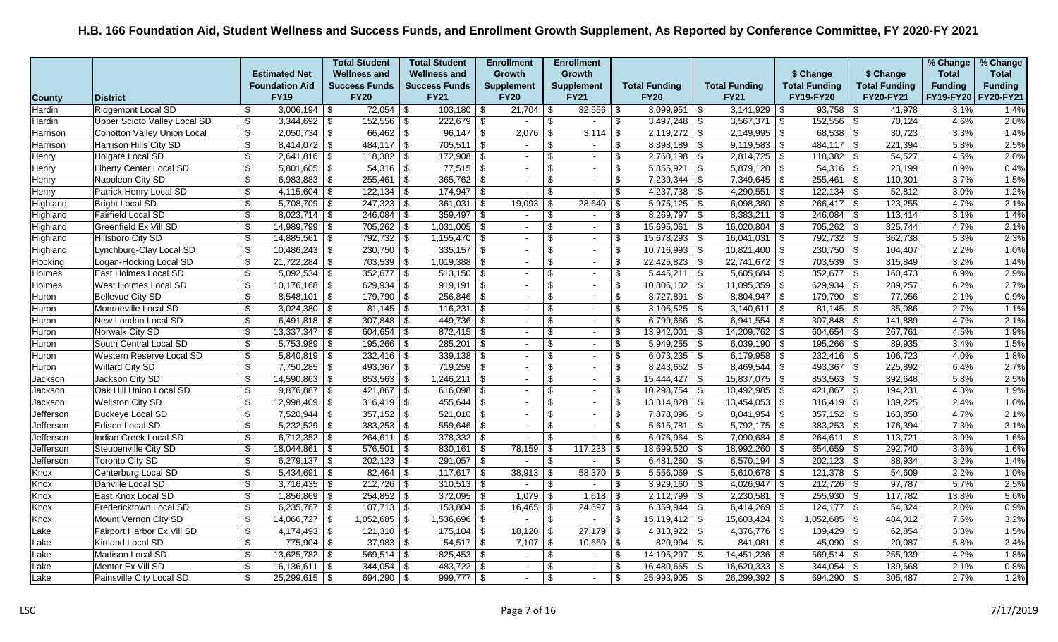# H.B. 166 Foundation Aid, Student Wellness and Success Funds, and Enrollment Growth Supplement, As Reported by Conference Committee, FY 2020-FY 2021

| County | District | Estimated Net Foundation Aid FY19 | Total Student Wellness and Success Funds FY20 | Total Student Wellness and Success Funds FY21 | Enrollment Growth Supplement FY20 | Enrollment Growth Supplement FY21 | Total Funding FY20 | Total Funding FY21 | $ Change Total Funding FY19-FY20 | $ Change Total Funding FY20-FY21 | % Change Total Funding FY19-FY20 | % Change Total Funding FY20-FY21 |
|---|---|---|---|---|---|---|---|---|---|---|---|---|
| Hardin | Ridgemont Local SD | $ 3,006,194 | $ 72,054 | $ 103,180 | $ 21,704 | $ 32,556 | $ 3,099,951 | $ 3,141,929 | $ 93,758 | $ 41,978 | 3.1% | 1.4% |
| Hardin | Upper Scioto Valley Local SD | $ 3,344,692 | $ 152,556 | $ 222,679 | $ - | $ - | $ 3,497,248 | $ 3,567,371 | $ 152,556 | $ 70,124 | 4.6% | 2.0% |
| Harrison | Conotton Valley Union Local | $ 2,050,734 | $ 66,462 | $ 96,147 | $ 2,076 | $ 3,114 | $ 2,119,272 | $ 2,149,995 | $ 68,538 | $ 30,723 | 3.3% | 1.4% |
| Harrison | Harrison Hills City SD | $ 8,414,072 | $ 484,117 | $ 705,511 | $ - | $ - | $ 8,898,189 | $ 9,119,583 | $ 484,117 | $ 221,394 | 5.8% | 2.5% |
| Henry | Holgate Local SD | $ 2,641,816 | $ 118,382 | $ 172,908 | $ - | $ - | $ 2,760,198 | $ 2,814,725 | $ 118,382 | $ 54,527 | 4.5% | 2.0% |
| Henry | Liberty Center Local SD | $ 5,801,605 | $ 54,316 | $ 77,515 | $ - | $ - | $ 5,855,921 | $ 5,879,120 | $ 54,316 | $ 23,199 | 0.9% | 0.4% |
| Henry | Napoleon City SD | $ 6,983,883 | $ 255,461 | $ 365,762 | $ - | $ - | $ 7,239,344 | $ 7,349,645 | $ 255,461 | $ 110,301 | 3.7% | 1.5% |
| Henry | Patrick Henry Local SD | $ 4,115,604 | $ 122,134 | $ 174,947 | $ - | $ - | $ 4,237,738 | $ 4,290,551 | $ 122,134 | $ 52,812 | 3.0% | 1.2% |
| Highland | Bright Local SD | $ 5,708,709 | $ 247,323 | $ 361,031 | $ 19,093 | $ 28,640 | $ 5,975,125 | $ 6,098,380 | $ 266,417 | $ 123,255 | 4.7% | 2.1% |
| Highland | Fairfield Local SD | $ 8,023,714 | $ 246,084 | $ 359,497 | $ - | $ - | $ 8,269,797 | $ 8,383,211 | $ 246,084 | $ 113,414 | 3.1% | 1.4% |
| Highland | Greenfield Ex Vill SD | $ 14,989,799 | $ 705,262 | $ 1,031,005 | $ - | $ - | $ 15,695,061 | $ 16,020,804 | $ 705,262 | $ 325,744 | 4.7% | 2.1% |
| Highland | Hillsboro City SD | $ 14,885,561 | $ 792,732 | $ 1,155,470 | $ - | $ - | $ 15,678,293 | $ 16,041,031 | $ 792,732 | $ 362,738 | 5.3% | 2.3% |
| Highland | Lynchburg-Clay Local SD | $ 10,486,243 | $ 230,750 | $ 335,157 | $ - | $ - | $ 10,716,993 | $ 10,821,400 | $ 230,750 | $ 104,407 | 2.2% | 1.0% |
| Hocking | Logan-Hocking Local SD | $ 21,722,284 | $ 703,539 | $ 1,019,388 | $ - | $ - | $ 22,425,823 | $ 22,741,672 | $ 703,539 | $ 315,849 | 3.2% | 1.4% |
| Holmes | East Holmes Local SD | $ 5,092,534 | $ 352,677 | $ 513,150 | $ - | $ - | $ 5,445,211 | $ 5,605,684 | $ 352,677 | $ 160,473 | 6.9% | 2.9% |
| Holmes | West Holmes Local SD | $ 10,176,168 | $ 629,934 | $ 919,191 | $ - | $ - | $ 10,806,102 | $ 11,095,359 | $ 629,934 | $ 289,257 | 6.2% | 2.7% |
| Huron | Bellevue City SD | $ 8,548,101 | $ 179,790 | $ 256,846 | $ - | $ - | $ 8,727,891 | $ 8,804,947 | $ 179,790 | $ 77,056 | 2.1% | 0.9% |
| Huron | Monroeville Local SD | $ 3,024,380 | $ 81,145 | $ 116,231 | $ - | $ - | $ 3,105,525 | $ 3,140,611 | $ 81,145 | $ 35,086 | 2.7% | 1.1% |
| Huron | New London Local SD | $ 6,491,818 | $ 307,848 | $ 449,736 | $ - | $ - | $ 6,799,666 | $ 6,941,554 | $ 307,848 | $ 141,889 | 4.7% | 2.1% |
| Huron | Norwalk City SD | $ 13,337,347 | $ 604,654 | $ 872,415 | $ - | $ - | $ 13,942,001 | $ 14,209,762 | $ 604,654 | $ 267,761 | 4.5% | 1.9% |
| Huron | South Central Local SD | $ 5,753,989 | $ 195,266 | $ 285,201 | $ - | $ - | $ 5,949,255 | $ 6,039,190 | $ 195,266 | $ 89,935 | 3.4% | 1.5% |
| Huron | Western Reserve Local SD | $ 5,840,819 | $ 232,416 | $ 339,138 | $ - | $ - | $ 6,073,235 | $ 6,179,958 | $ 232,416 | $ 106,723 | 4.0% | 1.8% |
| Huron | Willard City SD | $ 7,750,285 | $ 493,367 | $ 719,259 | $ - | $ - | $ 8,243,652 | $ 8,469,544 | $ 493,367 | $ 225,892 | 6.4% | 2.7% |
| Jackson | Jackson City SD | $ 14,590,863 | $ 853,563 | $ 1,246,211 | $ - | $ - | $ 15,444,427 | $ 15,837,075 | $ 853,563 | $ 392,648 | 5.8% | 2.5% |
| Jackson | Oak Hill Union Local SD | $ 9,876,887 | $ 421,867 | $ 616,098 | $ - | $ - | $ 10,298,754 | $ 10,492,985 | $ 421,867 | $ 194,231 | 4.3% | 1.9% |
| Jackson | Wellston City SD | $ 12,998,409 | $ 316,419 | $ 455,644 | $ - | $ - | $ 13,314,828 | $ 13,454,053 | $ 316,419 | $ 139,225 | 2.4% | 1.0% |
| Jefferson | Buckeye Local SD | $ 7,520,944 | $ 357,152 | $ 521,010 | $ - | $ - | $ 7,878,096 | $ 8,041,954 | $ 357,152 | $ 163,858 | 4.7% | 2.1% |
| Jefferson | Edison Local SD | $ 5,232,529 | $ 383,253 | $ 559,646 | $ - | $ - | $ 5,615,781 | $ 5,792,175 | $ 383,253 | $ 176,394 | 7.3% | 3.1% |
| Jefferson | Indian Creek Local SD | $ 6,712,352 | $ 264,611 | $ 378,332 | $ - | $ - | $ 6,976,964 | $ 7,090,684 | $ 264,611 | $ 113,721 | 3.9% | 1.6% |
| Jefferson | Steubenville City SD | $ 18,044,861 | $ 576,501 | $ 830,161 | $ 78,159 | $ 117,238 | $ 18,699,520 | $ 18,992,260 | $ 654,659 | $ 292,740 | 3.6% | 1.6% |
| Jefferson | Toronto City SD | $ 6,279,137 | $ 202,123 | $ 291,057 | $ - | $ - | $ 6,481,260 | $ 6,570,194 | $ 202,123 | $ 88,934 | 3.2% | 1.4% |
| Knox | Centerburg Local SD | $ 5,434,691 | $ 82,464 | $ 117,617 | $ 38,913 | $ 58,370 | $ 5,556,069 | $ 5,610,678 | $ 121,378 | $ 54,609 | 2.2% | 1.0% |
| Knox | Danville Local SD | $ 3,716,435 | $ 212,726 | $ 310,513 | $ - | $ - | $ 3,929,160 | $ 4,026,947 | $ 212,726 | $ 97,787 | 5.7% | 2.5% |
| Knox | East Knox Local SD | $ 1,856,869 | $ 254,852 | $ 372,095 | $ 1,079 | $ 1,618 | $ 2,112,799 | $ 2,230,581 | $ 255,930 | $ 117,782 | 13.8% | 5.6% |
| Knox | Fredericktown Local SD | $ 6,235,767 | $ 107,713 | $ 153,804 | $ 16,465 | $ 24,697 | $ 6,359,944 | $ 6,414,269 | $ 124,177 | $ 54,324 | 2.0% | 0.9% |
| Knox | Mount Vernon City SD | $ 14,066,727 | $ 1,052,685 | $ 1,536,696 | $ - | $ - | $ 15,119,412 | $ 15,603,424 | $ 1,052,685 | $ 484,012 | 7.5% | 3.2% |
| Lake | Fairport Harbor Ex Vill SD | $ 4,174,493 | $ 121,310 | $ 175,104 | $ 18,120 | $ 27,179 | $ 4,313,922 | $ 4,376,776 | $ 139,429 | $ 62,854 | 3.3% | 1.5% |
| Lake | Kirtland Local SD | $ 775,904 | $ 37,983 | $ 54,517 | $ 7,107 | $ 10,660 | $ 820,994 | $ 841,081 | $ 45,090 | $ 20,087 | 5.8% | 2.4% |
| Lake | Madison Local SD | $ 13,625,782 | $ 569,514 | $ 825,453 | $ - | $ - | $ 14,195,297 | $ 14,451,236 | $ 569,514 | $ 255,939 | 4.2% | 1.8% |
| Lake | Mentor Ex Vill SD | $ 16,136,611 | $ 344,054 | $ 483,722 | $ - | $ - | $ 16,480,665 | $ 16,620,333 | $ 344,054 | $ 139,668 | 2.1% | 0.8% |
| Lake | Painsville City Local SD | $ 25,299,615 | $ 694,290 | $ 999,777 | $ - | $ - | $ 25,993,905 | $ 26,299,392 | $ 694,290 | $ 305,487 | 2.7% | 1.2% |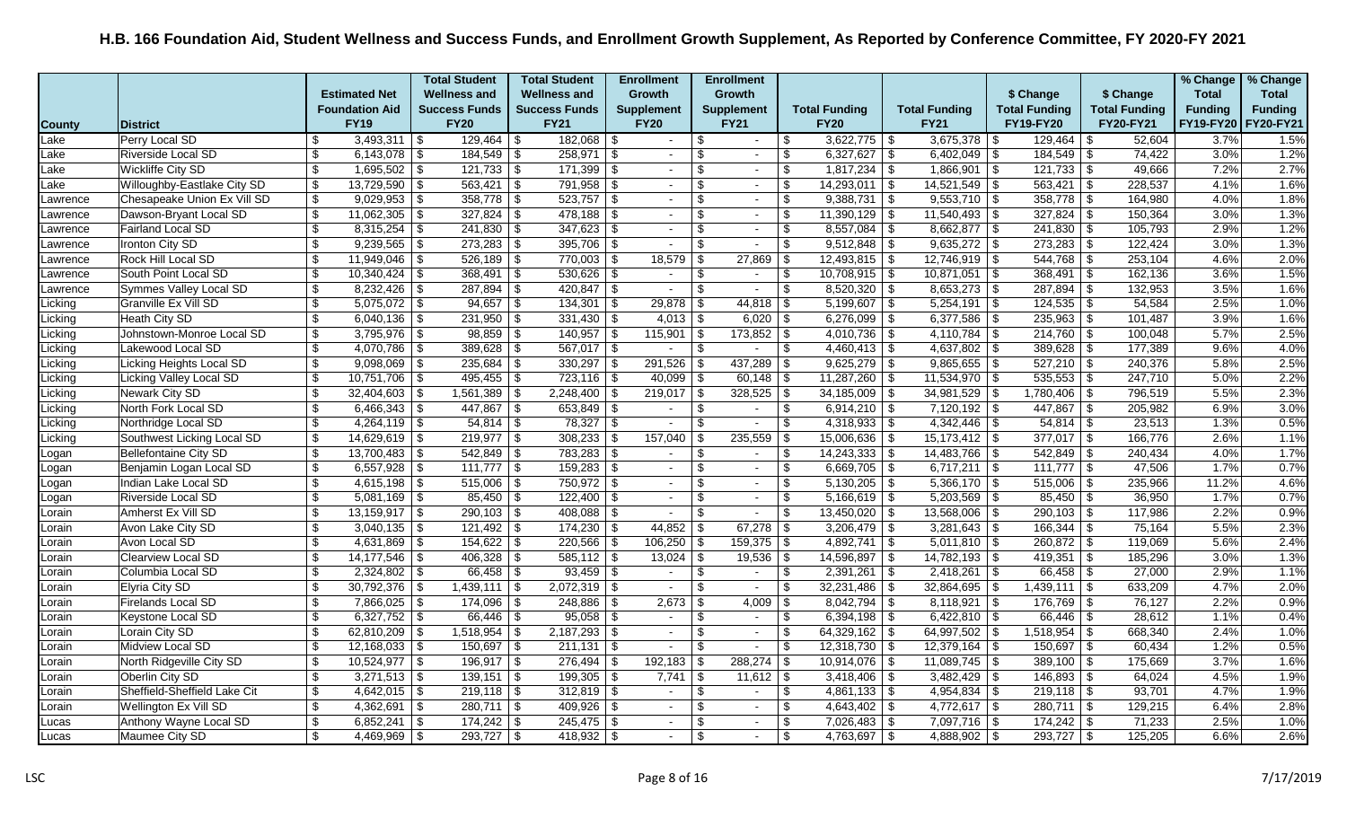# H.B. 166 Foundation Aid, Student Wellness and Success Funds, and Enrollment Growth Supplement, As Reported by Conference Committee, FY 2020-FY 2021

| County | District | Estimated Net Foundation Aid FY19 | Total Student Wellness and Success Funds FY20 | Total Student Wellness and Success Funds FY21 | Enrollment Growth Supplement FY20 | Enrollment Growth Supplement FY21 | Total Funding FY20 | Total Funding FY21 | $ Change Total Funding FY19-FY20 | $ Change Total Funding FY20-FY21 | % Change Total Funding FY19-FY20 | % Change Total Funding FY20-FY21 |
|---|---|---|---|---|---|---|---|---|---|---|---|---|
| Lake | Perry Local SD | $ 3,493,311 | $ 129,464 | $ 182,068 | $ - | $ - | $ 3,622,775 | $ 3,675,378 | $ 129,464 | $ 52,604 | 3.7% | 1.5% |
| Lake | Riverside Local SD | $ 6,143,078 | $ 184,549 | $ 258,971 | $ - | $ - | $ 6,327,627 | $ 6,402,049 | $ 184,549 | $ 74,422 | 3.0% | 1.2% |
| Lake | Wickliffe City SD | $ 1,695,502 | $ 121,733 | $ 171,399 | $ - | $ - | $ 1,817,234 | $ 1,866,901 | $ 121,733 | $ 49,666 | 7.2% | 2.7% |
| Lake | Willoughby-Eastlake City SD | $ 13,729,590 | $ 563,421 | $ 791,958 | $ - | $ - | $ 14,293,011 | $ 14,521,549 | $ 563,421 | $ 228,537 | 4.1% | 1.6% |
| Lawrence | Chesapeake Union Ex Vill SD | $ 9,029,953 | $ 358,778 | $ 523,757 | $ - | $ - | $ 9,388,731 | $ 9,553,710 | $ 358,778 | $ 164,980 | 4.0% | 1.8% |
| Lawrence | Dawson-Bryant Local SD | $ 11,062,305 | $ 327,824 | $ 478,188 | $ - | $ - | $ 11,390,129 | $ 11,540,493 | $ 327,824 | $ 150,364 | 3.0% | 1.3% |
| Lawrence | Fairland Local SD | $ 8,315,254 | $ 241,830 | $ 347,623 | $ - | $ - | $ 8,557,084 | $ 8,662,877 | $ 241,830 | $ 105,793 | 2.9% | 1.2% |
| Lawrence | Ironton City SD | $ 9,239,565 | $ 273,283 | $ 395,706 | $ - | $ - | $ 9,512,848 | $ 9,635,272 | $ 273,283 | $ 122,424 | 3.0% | 1.3% |
| Lawrence | Rock Hill Local SD | $ 11,949,046 | $ 526,189 | $ 770,003 | $ 18,579 | $ 27,869 | $ 12,493,815 | $ 12,746,919 | $ 544,768 | $ 253,104 | 4.6% | 2.0% |
| Lawrence | South Point Local SD | $ 10,340,424 | $ 368,491 | $ 530,626 | $ - | $ - | $ 10,708,915 | $ 10,871,051 | $ 368,491 | $ 162,136 | 3.6% | 1.5% |
| Lawrence | Symmes Valley Local SD | $ 8,232,426 | $ 287,894 | $ 420,847 | $ - | $ - | $ 8,520,320 | $ 8,653,273 | $ 287,894 | $ 132,953 | 3.5% | 1.6% |
| Licking | Granville Ex Vill SD | $ 5,075,072 | $ 94,657 | $ 134,301 | $ 29,878 | $ 44,818 | $ 5,199,607 | $ 5,254,191 | $ 124,535 | $ 54,584 | 2.5% | 1.0% |
| Licking | Heath City SD | $ 6,040,136 | $ 231,950 | $ 331,430 | $ 4,013 | $ 6,020 | $ 6,276,099 | $ 6,377,586 | $ 235,963 | $ 101,487 | 3.9% | 1.6% |
| Licking | Johnstown-Monroe Local SD | $ 3,795,976 | $ 98,859 | $ 140,957 | $ 115,901 | $ 173,852 | $ 4,010,736 | $ 4,110,784 | $ 214,760 | $ 100,048 | 5.7% | 2.5% |
| Licking | Lakewood Local SD | $ 4,070,786 | $ 389,628 | $ 567,017 | $ - | $ - | $ 4,460,413 | $ 4,637,802 | $ 389,628 | $ 177,389 | 9.6% | 4.0% |
| Licking | Licking Heights Local SD | $ 9,098,069 | $ 235,684 | $ 330,297 | $ 291,526 | $ 437,289 | $ 9,625,279 | $ 9,865,655 | $ 527,210 | $ 240,376 | 5.8% | 2.5% |
| Licking | Licking Valley Local SD | $ 10,751,706 | $ 495,455 | $ 723,116 | $ 40,099 | $ 60,148 | $ 11,287,260 | $ 11,534,970 | $ 535,553 | $ 247,710 | 5.0% | 2.2% |
| Licking | Newark City SD | $ 32,404,603 | $ 1,561,389 | $ 2,248,400 | $ 219,017 | $ 328,525 | $ 34,185,009 | $ 34,981,529 | $ 1,780,406 | $ 796,519 | 5.5% | 2.3% |
| Licking | North Fork Local SD | $ 6,466,343 | $ 447,867 | $ 653,849 | $ - | $ - | $ 6,914,210 | $ 7,120,192 | $ 447,867 | $ 205,982 | 6.9% | 3.0% |
| Licking | Northridge Local SD | $ 4,264,119 | $ 54,814 | $ 78,327 | $ - | $ - | $ 4,318,933 | $ 4,342,446 | $ 54,814 | $ 23,513 | 1.3% | 0.5% |
| Licking | Southwest Licking Local SD | $ 14,629,619 | $ 219,977 | $ 308,233 | $ 157,040 | $ 235,559 | $ 15,006,636 | $ 15,173,412 | $ 377,017 | $ 166,776 | 2.6% | 1.1% |
| Logan | Bellefontaine City SD | $ 13,700,483 | $ 542,849 | $ 783,283 | $ - | $ - | $ 14,243,333 | $ 14,483,766 | $ 542,849 | $ 240,434 | 4.0% | 1.7% |
| Logan | Benjamin Logan Local SD | $ 6,557,928 | $ 111,777 | $ 159,283 | $ - | $ - | $ 6,669,705 | $ 6,717,211 | $ 111,777 | $ 47,506 | 1.7% | 0.7% |
| Logan | Indian Lake Local SD | $ 4,615,198 | $ 515,006 | $ 750,972 | $ - | $ - | $ 5,130,205 | $ 5,366,170 | $ 515,006 | $ 235,966 | 11.2% | 4.6% |
| Logan | Riverside Local SD | $ 5,081,169 | $ 85,450 | $ 122,400 | $ - | $ - | $ 5,166,619 | $ 5,203,569 | $ 85,450 | $ 36,950 | 1.7% | 0.7% |
| Lorain | Amherst Ex Vill SD | $ 13,159,917 | $ 290,103 | $ 408,088 | $ - | $ - | $ 13,450,020 | $ 13,568,006 | $ 290,103 | $ 117,986 | 2.2% | 0.9% |
| Lorain | Avon Lake City SD | $ 3,040,135 | $ 121,492 | $ 174,230 | $ 44,852 | $ 67,278 | $ 3,206,479 | $ 3,281,643 | $ 166,344 | $ 75,164 | 5.5% | 2.3% |
| Lorain | Avon Local SD | $ 4,631,869 | $ 154,622 | $ 220,566 | $ 106,250 | $ 159,375 | $ 4,892,741 | $ 5,011,810 | $ 260,872 | $ 119,069 | 5.6% | 2.4% |
| Lorain | Clearview Local SD | $ 14,177,546 | $ 406,328 | $ 585,112 | $ 13,024 | $ 19,536 | $ 14,596,897 | $ 14,782,193 | $ 419,351 | $ 185,296 | 3.0% | 1.3% |
| Lorain | Columbia Local SD | $ 2,324,802 | $ 66,458 | $ 93,459 | $ - | $ - | $ 2,391,261 | $ 2,418,261 | $ 66,458 | $ 27,000 | 2.9% | 1.1% |
| Lorain | Elyria City SD | $ 30,792,376 | $ 1,439,111 | $ 2,072,319 | $ - | $ - | $ 32,231,486 | $ 32,864,695 | $ 1,439,111 | $ 633,209 | 4.7% | 2.0% |
| Lorain | Firelands Local SD | $ 7,866,025 | $ 174,096 | $ 248,886 | $ 2,673 | $ 4,009 | $ 8,042,794 | $ 8,118,921 | $ 176,769 | $ 76,127 | 2.2% | 0.9% |
| Lorain | Keystone Local SD | $ 6,327,752 | $ 66,446 | $ 95,058 | $ - | $ - | $ 6,394,198 | $ 6,422,810 | $ 66,446 | $ 28,612 | 1.1% | 0.4% |
| Lorain | Lorain City SD | $ 62,810,209 | $ 1,518,954 | $ 2,187,293 | $ - | $ - | $ 64,329,162 | $ 64,997,502 | $ 1,518,954 | $ 668,340 | 2.4% | 1.0% |
| Lorain | Midview Local SD | $ 12,168,033 | $ 150,697 | $ 211,131 | $ - | $ - | $ 12,318,730 | $ 12,379,164 | $ 150,697 | $ 60,434 | 1.2% | 0.5% |
| Lorain | North Ridgeville City SD | $ 10,524,977 | $ 196,917 | $ 276,494 | $ 192,183 | $ 288,274 | $ 10,914,076 | $ 11,089,745 | $ 389,100 | $ 175,669 | 3.7% | 1.6% |
| Lorain | Oberlin City SD | $ 3,271,513 | $ 139,151 | $ 199,305 | $ 7,741 | $ 11,612 | $ 3,418,406 | $ 3,482,429 | $ 146,893 | $ 64,024 | 4.5% | 1.9% |
| Lorain | Sheffield-Sheffield Lake Cit | $ 4,642,015 | $ 219,118 | $ 312,819 | $ - | $ - | $ 4,861,133 | $ 4,954,834 | $ 219,118 | $ 93,701 | 4.7% | 1.9% |
| Lorain | Wellington Ex Vill SD | $ 4,362,691 | $ 280,711 | $ 409,926 | $ - | $ - | $ 4,643,402 | $ 4,772,617 | $ 280,711 | $ 129,215 | 6.4% | 2.8% |
| Lucas | Anthony Wayne Local SD | $ 6,852,241 | $ 174,242 | $ 245,475 | $ - | $ - | $ 7,026,483 | $ 7,097,716 | $ 174,242 | $ 71,233 | 2.5% | 1.0% |
| Lucas | Maumee City SD | $ 4,469,969 | $ 293,727 | $ 418,932 | $ - | $ - | $ 4,763,697 | $ 4,888,902 | $ 293,727 | $ 125,205 | 6.6% | 2.6% |

LSC 7/17/2019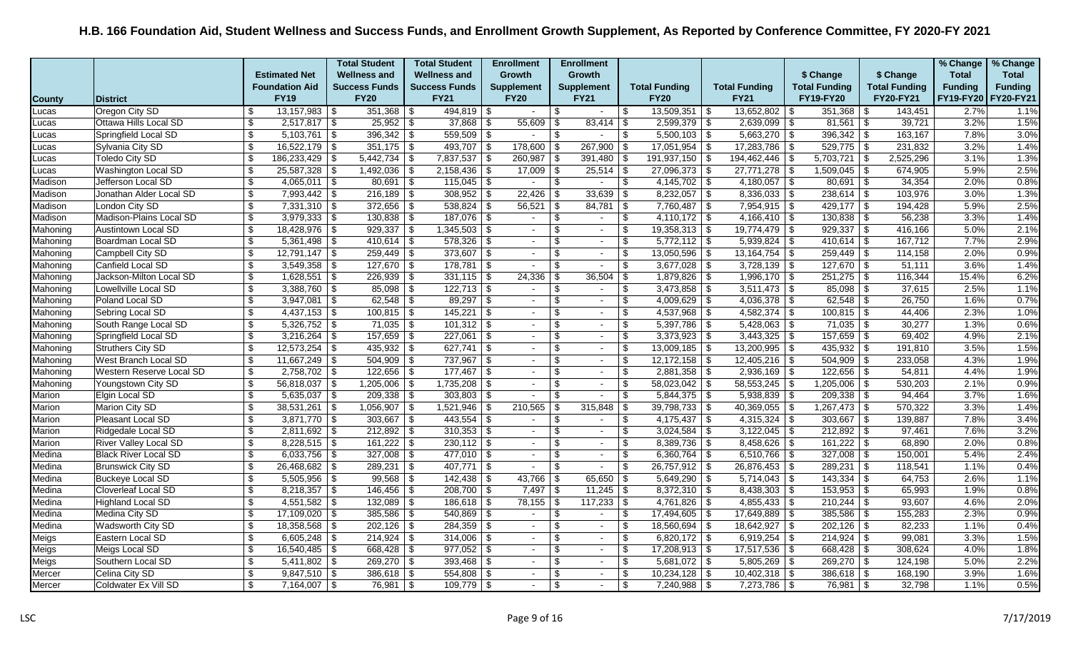# H.B. 166 Foundation Aid, Student Wellness and Success Funds, and Enrollment Growth Supplement, As Reported by Conference Committee, FY 2020-FY 2021

| County | District | Estimated Net Foundation Aid FY19 | Total Student Wellness and Success Funds FY20 | Total Student Wellness and Success Funds FY21 | Enrollment Growth Supplement FY20 | Enrollment Growth Supplement FY21 | Total Funding FY20 | Total Funding FY21 | $ Change Total Funding FY19-FY20 | $ Change Total Funding FY20-FY21 | % Change Total Funding FY19-FY20 | % Change Total Funding FY20-FY21 |
|---|---|---|---|---|---|---|---|---|---|---|---|---|
| Lucas | Oregon City SD | $ 13,157,983 | $ 351,368 | $ 494,819 | $ - | $ - | $ 13,509,351 | $ 13,652,802 | $ 351,368 | $ 143,451 | 2.7% | 1.1% |
| Lucas | Ottawa Hills Local SD | $ 2,517,817 | $ 25,952 | $ 37,868 | $ 55,609 | $ 83,414 | $ 2,599,379 | $ 2,639,099 | $ 81,561 | $ 39,721 | 3.2% | 1.5% |
| Lucas | Springfield Local SD | $ 5,103,761 | $ 396,342 | $ 559,509 | $ - | $ - | $ 5,500,103 | $ 5,663,270 | $ 396,342 | $ 163,167 | 7.8% | 3.0% |
| Lucas | Sylvania City SD | $ 16,522,179 | $ 351,175 | $ 493,707 | $ 178,600 | $ 267,900 | $ 17,051,954 | $ 17,283,786 | $ 529,775 | $ 231,832 | 3.2% | 1.4% |
| Lucas | Toledo City SD | $ 186,233,429 | $ 5,442,734 | $ 7,837,537 | $ 260,987 | $ 391,480 | $ 191,937,150 | $ 194,462,446 | $ 5,703,721 | $ 2,525,296 | 3.1% | 1.3% |
| Lucas | Washington Local SD | $ 25,587,328 | $ 1,492,036 | $ 2,158,436 | $ 17,009 | $ 25,514 | $ 27,096,373 | $ 27,771,278 | $ 1,509,045 | $ 674,905 | 5.9% | 2.5% |
| Madison | Jefferson Local SD | $ 4,065,011 | $ 80,691 | $ 115,045 | $ - | $ - | $ 4,145,702 | $ 4,180,057 | $ 80,691 | $ 34,354 | 2.0% | 0.8% |
| Madison | Jonathan Alder Local SD | $ 7,993,442 | $ 216,189 | $ 308,952 | $ 22,426 | $ 33,639 | $ 8,232,057 | $ 8,336,033 | $ 238,614 | $ 103,976 | 3.0% | 1.3% |
| Madison | London City SD | $ 7,331,310 | $ 372,656 | $ 538,824 | $ 56,521 | $ 84,781 | $ 7,760,487 | $ 7,954,915 | $ 429,177 | $ 194,428 | 5.9% | 2.5% |
| Madison | Madison-Plains Local SD | $ 3,979,333 | $ 130,838 | $ 187,076 | $ - | $ - | $ 4,110,172 | $ 4,166,410 | $ 130,838 | $ 56,238 | 3.3% | 1.4% |
| Mahoning | Austintown Local SD | $ 18,428,976 | $ 929,337 | $ 1,345,503 | $ - | $ - | $ 19,358,313 | $ 19,774,479 | $ 929,337 | $ 416,166 | 5.0% | 2.1% |
| Mahoning | Boardman Local SD | $ 5,361,498 | $ 410,614 | $ 578,326 | $ - | $ - | $ 5,772,112 | $ 5,939,824 | $ 410,614 | $ 167,712 | 7.7% | 2.9% |
| Mahoning | Campbell City SD | $ 12,791,147 | $ 259,449 | $ 373,607 | $ - | $ - | $ 13,050,596 | $ 13,164,754 | $ 259,449 | $ 114,158 | 2.0% | 0.9% |
| Mahoning | Canfield Local SD | $ 3,549,358 | $ 127,670 | $ 178,781 | $ - | $ - | $ 3,677,028 | $ 3,728,139 | $ 127,670 | $ 51,111 | 3.6% | 1.4% |
| Mahoning | Jackson-Milton Local SD | $ 1,628,551 | $ 226,939 | $ 331,115 | $ 24,336 | $ 36,504 | $ 1,879,826 | $ 1,996,170 | $ 251,275 | $ 116,344 | 15.4% | 6.2% |
| Mahoning | Lowellville Local SD | $ 3,388,760 | $ 85,098 | $ 122,713 | $ - | $ - | $ 3,473,858 | $ 3,511,473 | $ 85,098 | $ 37,615 | 2.5% | 1.1% |
| Mahoning | Poland Local SD | $ 3,947,081 | $ 62,548 | $ 89,297 | $ - | $ - | $ 4,009,629 | $ 4,036,378 | $ 62,548 | $ 26,750 | 1.6% | 0.7% |
| Mahoning | Sebring Local SD | $ 4,437,153 | $ 100,815 | $ 145,221 | $ - | $ - | $ 4,537,968 | $ 4,582,374 | $ 100,815 | $ 44,406 | 2.3% | 1.0% |
| Mahoning | South Range Local SD | $ 5,326,752 | $ 71,035 | $ 101,312 | $ - | $ - | $ 5,397,786 | $ 5,428,063 | $ 71,035 | $ 30,277 | 1.3% | 0.6% |
| Mahoning | Springfield Local SD | $ 3,216,264 | $ 157,659 | $ 227,061 | $ - | $ - | $ 3,373,923 | $ 3,443,325 | $ 157,659 | $ 69,402 | 4.9% | 2.1% |
| Mahoning | Struthers City SD | $ 12,573,254 | $ 435,932 | $ 627,741 | $ - | $ - | $ 13,009,185 | $ 13,200,995 | $ 435,932 | $ 191,810 | 3.5% | 1.5% |
| Mahoning | West Branch Local SD | $ 11,667,249 | $ 504,909 | $ 737,967 | $ - | $ - | $ 12,172,158 | $ 12,405,216 | $ 504,909 | $ 233,058 | 4.3% | 1.9% |
| Mahoning | Western Reserve Local SD | $ 2,758,702 | $ 122,656 | $ 177,467 | $ - | $ - | $ 2,881,358 | $ 2,936,169 | $ 122,656 | $ 54,811 | 4.4% | 1.9% |
| Mahoning | Youngstown City SD | $ 56,818,037 | $ 1,205,006 | $ 1,735,208 | $ - | $ - | $ 58,023,042 | $ 58,553,245 | $ 1,205,006 | $ 530,203 | 2.1% | 0.9% |
| Marion | Elgin Local SD | $ 5,635,037 | $ 209,338 | $ 303,803 | $ - | $ - | $ 5,844,375 | $ 5,938,839 | $ 209,338 | $ 94,464 | 3.7% | 1.6% |
| Marion | Marion City SD | $ 38,531,261 | $ 1,056,907 | $ 1,521,946 | $ 210,565 | $ 315,848 | $ 39,798,733 | $ 40,369,055 | $ 1,267,473 | $ 570,322 | 3.3% | 1.4% |
| Marion | Pleasant Local SD | $ 3,871,770 | $ 303,667 | $ 443,554 | $ - | $ - | $ 4,175,437 | $ 4,315,324 | $ 303,667 | $ 139,887 | 7.8% | 3.4% |
| Marion | Ridgedale Local SD | $ 2,811,692 | $ 212,892 | $ 310,353 | $ - | $ - | $ 3,024,584 | $ 3,122,045 | $ 212,892 | $ 97,461 | 7.6% | 3.2% |
| Marion | River Valley Local SD | $ 8,228,515 | $ 161,222 | $ 230,112 | $ - | $ - | $ 8,389,736 | $ 8,458,626 | $ 161,222 | $ 68,890 | 2.0% | 0.8% |
| Medina | Black River Local SD | $ 6,033,756 | $ 327,008 | $ 477,010 | $ - | $ - | $ 6,360,764 | $ 6,510,766 | $ 327,008 | $ 150,001 | 5.4% | 2.4% |
| Medina | Brunswick City SD | $ 26,468,682 | $ 289,231 | $ 407,771 | $ - | $ - | $ 26,757,912 | $ 26,876,453 | $ 289,231 | $ 118,541 | 1.1% | 0.4% |
| Medina | Buckeye Local SD | $ 5,505,956 | $ 99,568 | $ 142,438 | $ 43,766 | $ 65,650 | $ 5,649,290 | $ 5,714,043 | $ 143,334 | $ 64,753 | 2.6% | 1.1% |
| Medina | Cloverleaf Local SD | $ 8,218,357 | $ 146,456 | $ 208,700 | $ 7,497 | $ 11,245 | $ 8,372,310 | $ 8,438,303 | $ 153,953 | $ 65,993 | 1.9% | 0.8% |
| Medina | Highland Local SD | $ 4,551,582 | $ 132,089 | $ 186,618 | $ 78,155 | $ 117,233 | $ 4,761,826 | $ 4,855,433 | $ 210,244 | $ 93,607 | 4.6% | 2.0% |
| Medina | Medina City SD | $ 17,109,020 | $ 385,586 | $ 540,869 | $ - | $ - | $ 17,494,605 | $ 17,649,889 | $ 385,586 | $ 155,283 | 2.3% | 0.9% |
| Medina | Wadsworth City SD | $ 18,358,568 | $ 202,126 | $ 284,359 | $ - | $ - | $ 18,560,694 | $ 18,642,927 | $ 202,126 | $ 82,233 | 1.1% | 0.4% |
| Meigs | Eastern Local SD | $ 6,605,248 | $ 214,924 | $ 314,006 | $ - | $ - | $ 6,820,172 | $ 6,919,254 | $ 214,924 | $ 99,081 | 3.3% | 1.5% |
| Meigs | Meigs Local SD | $ 16,540,485 | $ 668,428 | $ 977,052 | $ - | $ - | $ 17,208,913 | $ 17,517,536 | $ 668,428 | $ 308,624 | 4.0% | 1.8% |
| Meigs | Southern Local SD | $ 5,411,802 | $ 269,270 | $ 393,468 | $ - | $ - | $ 5,681,072 | $ 5,805,269 | $ 269,270 | $ 124,198 | 5.0% | 2.2% |
| Mercer | Celina City SD | $ 9,847,510 | $ 386,618 | $ 554,808 | $ - | $ - | $ 10,234,128 | $ 10,402,318 | $ 386,618 | $ 168,190 | 3.9% | 1.6% |
| Mercer | Coldwater Ex Vill SD | $ 7,164,007 | $ 76,981 | $ 109,779 | $ - | $ - | $ 7,240,988 | $ 7,273,786 | $ 76,981 | $ 32,798 | 1.1% | 0.5% |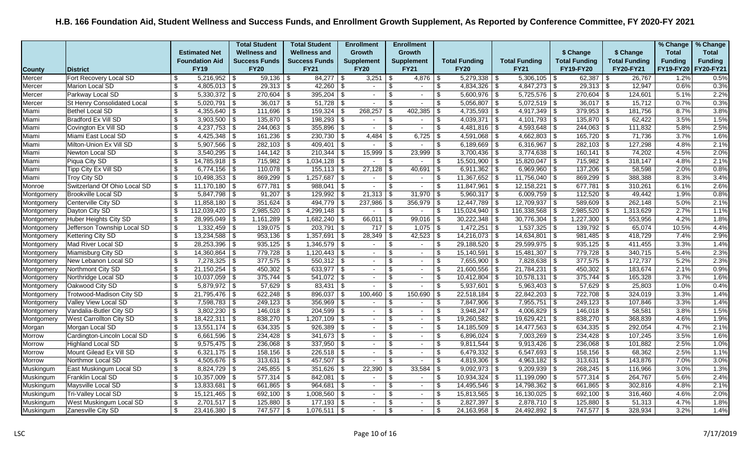# H.B. 166 Foundation Aid, Student Wellness and Success Funds, and Enrollment Growth Supplement, As Reported by Conference Committee, FY 2020-FY 2021

| County | District | Estimated Net Foundation Aid FY19 | Total Student Wellness and Success Funds FY20 | Total Student Wellness and Success Funds FY21 | Enrollment Growth Supplement FY20 | Enrollment Growth Supplement FY21 | Total Funding FY20 | Total Funding FY21 | $ Change Total Funding FY19-FY20 | $ Change Total Funding FY20-FY21 | % Change Total Funding FY19-FY20 | % Change Total Funding FY20-FY21 |
|---|---|---|---|---|---|---|---|---|---|---|---|---|
| Mercer | Fort Recovery Local SD | $ 5,216,952 | $ 59,136 | $ 84,277 | $ 3,251 | $ 4,876 | $ 5,279,338 | $ 5,306,105 | $ 62,387 | $ 26,767 | 1.2% | 0.5% |
| Mercer | Marion Local SD | $ 4,805,013 | $ 29,313 | $ 42,260 | $ - | $ - | $ 4,834,326 | $ 4,847,273 | $ 29,313 | $ 12,947 | 0.6% | 0.3% |
| Mercer | Parkway Local SD | $ 5,330,372 | $ 270,604 | $ 395,204 | $ - | $ - | $ 5,600,976 | $ 5,725,576 | $ 270,604 | $ 124,601 | 5.1% | 2.2% |
| Mercer | St Henry Consolidated Local | $ 5,020,791 | $ 36,017 | $ 51,728 | $ - | $ - | $ 5,056,807 | $ 5,072,519 | $ 36,017 | $ 15,712 | 0.7% | 0.3% |
| Miami | Bethel Local SD | $ 4,355,640 | $ 111,696 | $ 159,324 | $ 268,257 | $ 402,385 | $ 4,735,593 | $ 4,917,349 | $ 379,953 | $ 181,756 | 8.7% | 3.8% |
| Miami | Bradford Ex Vill SD | $ 3,903,500 | $ 135,870 | $ 198,293 | $ - | $ - | $ 4,039,371 | $ 4,101,793 | $ 135,870 | $ 62,422 | 3.5% | 1.5% |
| Miami | Covington Ex Vill SD | $ 4,237,753 | $ 244,063 | $ 355,896 | $ - | $ - | $ 4,481,816 | $ 4,593,648 | $ 244,063 | $ 111,832 | 5.8% | 2.5% |
| Miami | Miami East Local SD | $ 4,425,348 | $ 161,236 | $ 230,730 | $ 4,484 | $ 6,725 | $ 4,591,068 | $ 4,662,803 | $ 165,720 | $ 71,736 | 3.7% | 1.6% |
| Miami | Milton-Union Ex Vill SD | $ 5,907,566 | $ 282,103 | $ 409,401 | $ - | $ - | $ 6,189,669 | $ 6,316,967 | $ 282,103 | $ 127,298 | 4.8% | 2.1% |
| Miami | Newton Local SD | $ 3,540,295 | $ 144,142 | $ 210,344 | $ 15,999 | $ 23,999 | $ 3,700,436 | $ 3,774,638 | $ 160,141 | $ 74,202 | 4.5% | 2.0% |
| Miami | Piqua City SD | $ 14,785,918 | $ 715,982 | $ 1,034,128 | $ - | $ - | $ 15,501,900 | $ 15,820,047 | $ 715,982 | $ 318,147 | 4.8% | 2.1% |
| Miami | Tipp City Ex Vill SD | $ 6,774,156 | $ 110,078 | $ 155,113 | $ 27,128 | $ 40,691 | $ 6,911,362 | $ 6,969,960 | $ 137,206 | $ 58,598 | 2.0% | 0.8% |
| Miami | Troy City SD | $ 10,498,353 | $ 869,299 | $ 1,257,687 | $ - | $ - | $ 11,367,652 | $ 11,756,040 | $ 869,299 | $ 388,388 | 8.3% | 3.4% |
| Monroe | Switzerland Of Ohio Local SD | $ 11,170,180 | $ 677,781 | $ 988,041 | $ - | $ - | $ 11,847,961 | $ 12,158,221 | $ 677,781 | $ 310,261 | 6.1% | 2.6% |
| Montgomery | Brookville Local SD | $ 5,847,798 | $ 91,207 | $ 129,992 | $ 21,313 | $ 31,970 | $ 5,960,317 | $ 6,009,759 | $ 112,520 | $ 49,442 | 1.9% | 0.8% |
| Montgomery | Centerville City SD | $ 11,858,180 | $ 351,624 | $ 494,779 | $ 237,986 | $ 356,979 | $ 12,447,789 | $ 12,709,937 | $ 589,609 | $ 262,148 | 5.0% | 2.1% |
| Montgomery | Dayton City SD | $ 112,039,420 | $ 2,985,520 | $ 4,299,148 | $ - | $ - | $ 115,024,940 | $ 116,338,568 | $ 2,985,520 | $ 1,313,629 | 2.7% | 1.1% |
| Montgomery | Huber Heights City SD | $ 28,995,049 | $ 1,161,289 | $ 1,682,240 | $ 66,011 | $ 99,016 | $ 30,222,348 | $ 30,776,304 | $ 1,227,300 | $ 553,956 | 4.2% | 1.8% |
| Montgomery | Jefferson Township Local SD | $ 1,332,459 | $ 139,075 | $ 203,791 | $ 717 | $ 1,075 | $ 1,472,251 | $ 1,537,325 | $ 139,792 | $ 65,074 | 10.5% | 4.4% |
| Montgomery | Kettering City SD | $ 13,234,588 | $ 953,136 | $ 1,357,691 | $ 28,349 | $ 42,523 | $ 14,216,073 | $ 14,634,801 | $ 981,485 | $ 418,729 | 7.4% | 2.9% |
| Montgomery | Mad River Local SD | $ 28,253,396 | $ 935,125 | $ 1,346,579 | $ - | $ - | $ 29,188,520 | $ 29,599,975 | $ 935,125 | $ 411,455 | 3.3% | 1.4% |
| Montgomery | Miamisburg City SD | $ 14,360,864 | $ 779,728 | $ 1,120,443 | $ - | $ - | $ 15,140,591 | $ 15,481,307 | $ 779,728 | $ 340,715 | 5.4% | 2.3% |
| Montgomery | New Lebanon Local SD | $ 7,278,325 | $ 377,575 | $ 550,312 | $ - | $ - | $ 7,655,900 | $ 7,828,638 | $ 377,575 | $ 172,737 | 5.2% | 2.3% |
| Montgomery | Northmont City SD | $ 21,150,254 | $ 450,302 | $ 633,977 | $ - | $ - | $ 21,600,556 | $ 21,784,231 | $ 450,302 | $ 183,674 | 2.1% | 0.9% |
| Montgomery | Northridge Local SD | $ 10,037,059 | $ 375,744 | $ 541,072 | $ - | $ - | $ 10,412,804 | $ 10,578,131 | $ 375,744 | $ 165,328 | 3.7% | 1.6% |
| Montgomery | Oakwood City SD | $ 5,879,972 | $ 57,629 | $ 83,431 | $ - | $ - | $ 5,937,601 | $ 5,963,403 | $ 57,629 | $ 25,803 | 1.0% | 0.4% |
| Montgomery | Trotwood-Madison City SD | $ 21,795,476 | $ 622,248 | $ 896,037 | $ 100,460 | $ 150,690 | $ 22,518,184 | $ 22,842,203 | $ 722,708 | $ 324,019 | 3.3% | 1.4% |
| Montgomery | Valley View Local SD | $ 7,598,783 | $ 249,123 | $ 356,969 | $ - | $ - | $ 7,847,906 | $ 7,955,751 | $ 249,123 | $ 107,846 | 3.3% | 1.4% |
| Montgomery | Vandalia-Butler City SD | $ 3,802,230 | $ 146,018 | $ 204,599 | $ - | $ - | $ 3,948,247 | $ 4,006,829 | $ 146,018 | $ 58,581 | 3.8% | 1.5% |
| Montgomery | West Carrollton City SD | $ 18,422,311 | $ 838,270 | $ 1,207,109 | $ - | $ - | $ 19,260,582 | $ 19,629,421 | $ 838,270 | $ 368,839 | 4.6% | 1.9% |
| Morgan | Morgan Local SD | $ 13,551,174 | $ 634,335 | $ 926,389 | $ - | $ - | $ 14,185,509 | $ 14,477,563 | $ 634,335 | $ 292,054 | 4.7% | 2.1% |
| Morrow | Cardington-Lincoln Local SD | $ 6,661,596 | $ 234,428 | $ 341,673 | $ - | $ - | $ 6,896,024 | $ 7,003,269 | $ 234,428 | $ 107,245 | 3.5% | 1.6% |
| Morrow | Highland Local SD | $ 9,575,475 | $ 236,068 | $ 337,950 | $ - | $ - | $ 9,811,544 | $ 9,913,426 | $ 236,068 | $ 101,882 | 2.5% | 1.0% |
| Morrow | Mount Gilead Ex Vill SD | $ 6,321,175 | $ 158,156 | $ 226,518 | $ - | $ - | $ 6,479,332 | $ 6,547,693 | $ 158,156 | $ 68,362 | 2.5% | 1.1% |
| Morrow | Northmor Local SD | $ 4,505,676 | $ 313,631 | $ 457,507 | $ - | $ - | $ 4,819,306 | $ 4,963,182 | $ 313,631 | $ 143,876 | 7.0% | 3.0% |
| Muskingum | East Muskingum Local SD | $ 8,824,729 | $ 245,855 | $ 351,626 | $ 22,390 | $ 33,584 | $ 9,092,973 | $ 9,209,939 | $ 268,245 | $ 116,966 | 3.0% | 1.3% |
| Muskingum | Franklin Local SD | $ 10,357,009 | $ 577,314 | $ 842,081 | $ - | $ - | $ 10,934,324 | $ 11,199,090 | $ 577,314 | $ 264,767 | 5.6% | 2.4% |
| Muskingum | Maysville Local SD | $ 13,833,681 | $ 661,865 | $ 964,681 | $ - | $ - | $ 14,495,546 | $ 14,798,362 | $ 661,865 | $ 302,816 | 4.8% | 2.1% |
| Muskingum | Tri-Valley Local SD | $ 15,121,465 | $ 692,100 | $ 1,008,560 | $ - | $ - | $ 15,813,565 | $ 16,130,025 | $ 692,100 | $ 316,460 | 4.6% | 2.0% |
| Muskingum | West Muskingum Local SD | $ 2,701,517 | $ 125,880 | $ 177,193 | $ - | $ - | $ 2,827,397 | $ 2,878,710 | $ 125,880 | $ 51,313 | 4.7% | 1.8% |
| Muskingum | Zanesville City SD | $ 23,416,380 | $ 747,577 | $ 1,076,511 | $ - | $ - | $ 24,163,958 | $ 24,492,892 | $ 747,577 | $ 328,934 | 3.2% | 1.4% |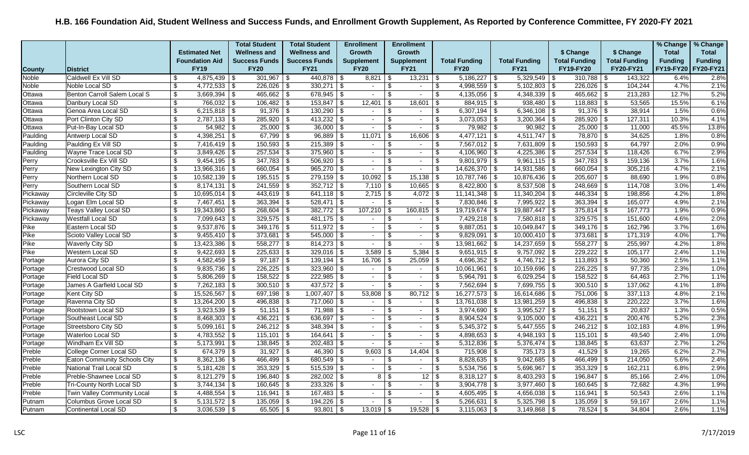# H.B. 166 Foundation Aid, Student Wellness and Success Funds, and Enrollment Growth Supplement, As Reported by Conference Committee, FY 2020-FY 2021

| County | District | Estimated Net Foundation Aid FY19 | Total Student Wellness and Success Funds FY20 | Total Student Wellness and Success Funds FY21 | Enrollment Growth Supplement FY20 | Enrollment Growth Supplement FY21 | Total Funding FY20 | Total Funding FY21 | $ Change Total Funding FY19-FY20 | $ Change Total Funding FY20-FY21 | % Change Total Funding FY19-FY20 | % Change Total Funding FY20-FY21 |
|---|---|---|---|---|---|---|---|---|---|---|---|---|
| Noble | Caldwell Ex Vill SD | $ 4,875,439 | $ 301,967 | $ 440,878 | $ 8,821 | $ 13,231 | $ 5,186,227 | $ 5,329,549 | $ 310,788 | $ 143,322 | 6.4% | 2.8% |
| Noble | Noble Local SD | $ 4,772,533 | $ 226,026 | $ 330,271 | $ - | $ - | $ 4,998,559 | $ 5,102,803 | $ 226,026 | $ 104,244 | 4.7% | 2.1% |
| Ottawa | Benton Carroll Salem Local S | $ 3,669,394 | $ 465,662 | $ 678,945 | $ - | $ - | $ 4,135,056 | $ 4,348,339 | $ 465,662 | $ 213,283 | 12.7% | 5.2% |
| Ottawa | Danbury Local SD | $ 766,032 | $ 106,482 | $ 153,847 | $ 12,401 | $ 18,601 | $ 884,915 | $ 938,480 | $ 118,883 | $ 53,565 | 15.5% | 6.1% |
| Ottawa | Genoa Area Local SD | $ 6,215,818 | $ 91,376 | $ 130,290 | $ - | $ - | $ 6,307,194 | $ 6,346,108 | $ 91,376 | $ 38,914 | 1.5% | 0.6% |
| Ottawa | Port Clinton City SD | $ 2,787,133 | $ 285,920 | $ 413,232 | $ - | $ - | $ 3,073,053 | $ 3,200,364 | $ 285,920 | $ 127,311 | 10.3% | 4.1% |
| Ottawa | Put-In-Bay Local SD | $ 54,982 | $ 25,000 | $ 36,000 | $ - | $ - | $ 79,982 | $ 90,982 | $ 25,000 | $ 11,000 | 45.5% | 13.8% |
| Paulding | Antwerp Local SD | $ 4,398,251 | $ 67,799 | $ 96,889 | $ 11,071 | $ 16,606 | $ 4,477,121 | $ 4,511,747 | $ 78,870 | $ 34,625 | 1.8% | 0.8% |
| Paulding | Paulding Ex Vill SD | $ 7,416,419 | $ 150,593 | $ 215,389 | $ - | $ - | $ 7,567,012 | $ 7,631,809 | $ 150,593 | $ 64,797 | 2.0% | 0.9% |
| Paulding | Wayne Trace Local SD | $ 3,849,426 | $ 257,534 | $ 375,960 | $ - | $ - | $ 4,106,960 | $ 4,225,386 | $ 257,534 | $ 118,426 | 6.7% | 2.9% |
| Perry | Crooksville Ex Vill SD | $ 9,454,195 | $ 347,783 | $ 506,920 | $ - | $ - | $ 9,801,979 | $ 9,961,115 | $ 347,783 | $ 159,136 | 3.7% | 1.6% |
| Perry | New Lexington City SD | $ 13,966,316 | $ 660,054 | $ 965,270 | $ - | $ - | $ 14,626,370 | $ 14,931,586 | $ 660,054 | $ 305,216 | 4.7% | 2.1% |
| Perry | Northern Local SD | $ 10,582,139 | $ 195,515 | $ 279,159 | $ 10,092 | $ 15,138 | $ 10,787,746 | $ 10,876,436 | $ 205,607 | $ 88,690 | 1.9% | 0.8% |
| Perry | Southern Local SD | $ 8,174,131 | $ 241,559 | $ 352,712 | $ 7,110 | $ 10,665 | $ 8,422,800 | $ 8,537,508 | $ 248,669 | $ 114,708 | 3.0% | 1.4% |
| Pickaway | Circleville City SD | $ 10,695,014 | $ 443,619 | $ 641,118 | $ 2,715 | $ 4,072 | $ 11,141,348 | $ 11,340,204 | $ 446,334 | $ 198,856 | 4.2% | 1.8% |
| Pickaway | Logan Elm Local SD | $ 7,467,451 | $ 363,394 | $ 528,471 | $ - | $ - | $ 7,830,846 | $ 7,995,922 | $ 363,394 | $ 165,077 | 4.9% | 2.1% |
| Pickaway | Teays Valley Local SD | $ 19,343,860 | $ 268,604 | $ 382,772 | $ 107,210 | $ 160,815 | $ 19,719,674 | $ 19,887,447 | $ 375,814 | $ 167,773 | 1.9% | 0.9% |
| Pickaway | Westfall Local SD | $ 7,099,643 | $ 329,575 | $ 481,175 | $ - | $ - | $ 7,429,218 | $ 7,580,818 | $ 329,575 | $ 151,600 | 4.6% | 2.0% |
| Pike | Eastern Local SD | $ 9,537,876 | $ 349,176 | $ 511,972 | $ - | $ - | $ 9,887,051 | $ 10,049,847 | $ 349,176 | $ 162,796 | 3.7% | 1.6% |
| Pike | Scioto Valley Local SD | $ 9,455,410 | $ 373,681 | $ 545,000 | $ - | $ - | $ 9,829,091 | $ 10,000,410 | $ 373,681 | $ 171,319 | 4.0% | 1.7% |
| Pike | Waverly City SD | $ 13,423,386 | $ 558,277 | $ 814,273 | $ - | $ - | $ 13,981,662 | $ 14,237,659 | $ 558,277 | $ 255,997 | 4.2% | 1.8% |
| Pike | Western Local SD | $ 9,422,693 | $ 225,633 | $ 329,016 | $ 3,589 | $ 5,384 | $ 9,651,915 | $ 9,757,092 | $ 229,222 | $ 105,177 | 2.4% | 1.1% |
| Portage | Aurora City SD | $ 4,582,459 | $ 97,187 | $ 139,194 | $ 16,706 | $ 25,059 | $ 4,696,352 | $ 4,746,712 | $ 113,893 | $ 50,360 | 2.5% | 1.1% |
| Portage | Crestwood Local SD | $ 9,835,736 | $ 226,225 | $ 323,960 | $ - | $ - | $ 10,061,961 | $ 10,159,696 | $ 226,225 | $ 97,735 | 2.3% | 1.0% |
| Portage | Field Local SD | $ 5,806,269 | $ 158,522 | $ 222,985 | $ - | $ - | $ 5,964,791 | $ 6,029,254 | $ 158,522 | $ 64,463 | 2.7% | 1.1% |
| Portage | James A Garfield Local SD | $ 7,262,183 | $ 300,510 | $ 437,572 | $ - | $ - | $ 7,562,694 | $ 7,699,755 | $ 300,510 | $ 137,062 | 4.1% | 1.8% |
| Portage | Kent City SD | $ 15,526,567 | $ 697,198 | $ 1,007,407 | $ 53,808 | $ 80,712 | $ 16,277,573 | $ 16,614,686 | $ 751,006 | $ 337,113 | 4.8% | 2.1% |
| Portage | Ravenna City SD | $ 13,264,200 | $ 496,838 | $ 717,060 | $ - | $ - | $ 13,761,038 | $ 13,981,259 | $ 496,838 | $ 220,222 | 3.7% | 1.6% |
| Portage | Rootstown Local SD | $ 3,923,539 | $ 51,151 | $ 71,988 | $ - | $ - | $ 3,974,690 | $ 3,995,527 | $ 51,151 | $ 20,837 | 1.3% | 0.5% |
| Portage | Southeast Local SD | $ 8,468,303 | $ 436,221 | $ 636,697 | $ - | $ - | $ 8,904,524 | $ 9,105,000 | $ 436,221 | $ 200,476 | 5.2% | 2.3% |
| Portage | Streetsboro City SD | $ 5,099,161 | $ 246,212 | $ 348,394 | $ - | $ - | $ 5,345,372 | $ 5,447,555 | $ 246,212 | $ 102,183 | 4.8% | 1.9% |
| Portage | Waterloo Local SD | $ 4,783,552 | $ 115,101 | $ 164,641 | $ - | $ - | $ 4,898,653 | $ 4,948,193 | $ 115,101 | $ 49,540 | 2.4% | 1.0% |
| Portage | Windham Ex Vill SD | $ 5,173,991 | $ 138,845 | $ 202,483 | $ - | $ - | $ 5,312,836 | $ 5,376,474 | $ 138,845 | $ 63,637 | 2.7% | 1.2% |
| Preble | College Corner Local SD | $ 674,379 | $ 31,927 | $ 46,390 | $ 9,603 | $ 14,404 | $ 715,908 | $ 735,173 | $ 41,529 | $ 19,265 | 6.2% | 2.7% |
| Preble | Eaton Community Schools City | $ 8,362,136 | $ 466,499 | $ 680,549 | $ - | $ - | $ 8,828,635 | $ 9,042,685 | $ 466,499 | $ 214,050 | 5.6% | 2.4% |
| Preble | National Trail Local SD | $ 5,181,428 | $ 353,329 | $ 515,539 | $ - | $ - | $ 5,534,756 | $ 5,696,967 | $ 353,329 | $ 162,211 | 6.8% | 2.9% |
| Preble | Preble-Shawnee Local SD | $ 8,121,279 | $ 196,840 | $ 282,002 | $ 8 | $ 12 | $ 8,318,127 | $ 8,403,293 | $ 196,847 | $ 85,166 | 2.4% | 1.0% |
| Preble | Tri-County North Local SD | $ 3,744,134 | $ 160,645 | $ 233,326 | $ - | $ - | $ 3,904,778 | $ 3,977,460 | $ 160,645 | $ 72,682 | 4.3% | 1.9% |
| Preble | Twin Valley Community Local | $ 4,488,554 | $ 116,941 | $ 167,483 | $ - | $ - | $ 4,605,495 | $ 4,656,038 | $ 116,941 | $ 50,543 | 2.6% | 1.1% |
| Putnam | Columbus Grove Local SD | $ 5,131,572 | $ 135,059 | $ 194,226 | $ - | $ - | $ 5,266,631 | $ 5,325,798 | $ 135,059 | $ 59,167 | 2.6% | 1.1% |
| Putnam | Continental Local SD | $ 3,036,539 | $ 65,505 | $ 93,801 | $ 13,019 | $ 19,528 | $ 3,115,063 | $ 3,149,868 | $ 78,524 | $ 34,804 | 2.6% | 1.1% |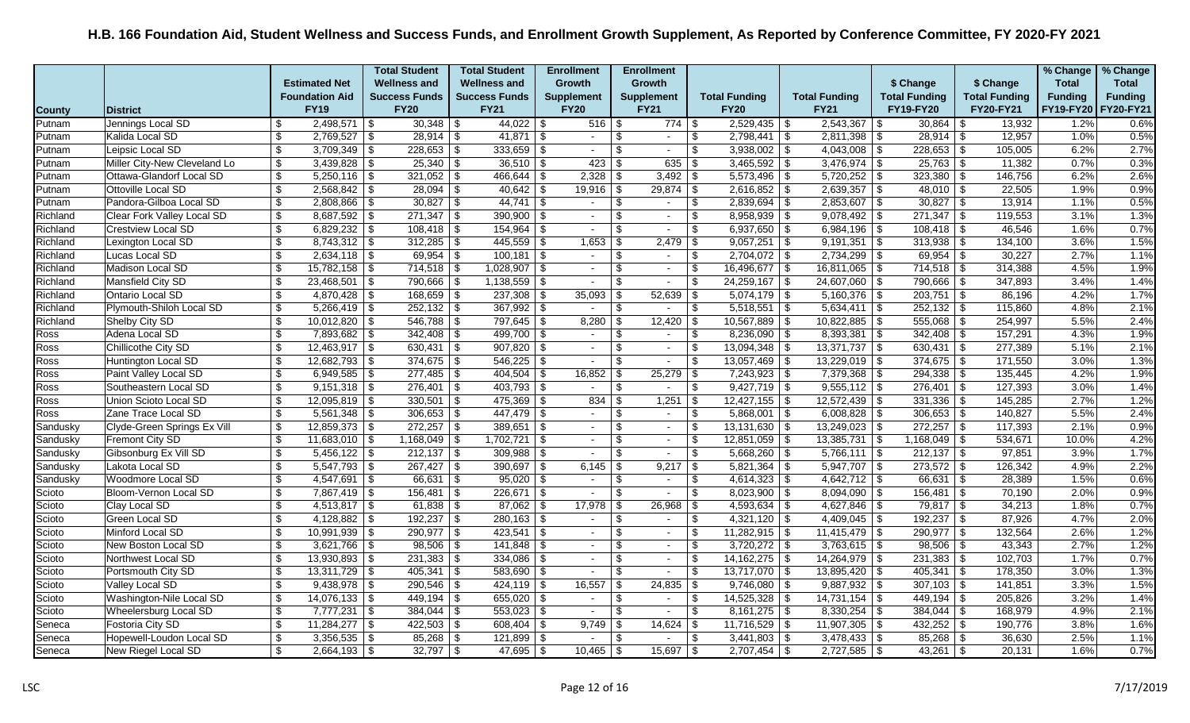# H.B. 166 Foundation Aid, Student Wellness and Success Funds, and Enrollment Growth Supplement, As Reported by Conference Committee, FY 2020-FY 2021

| County | District | Estimated Net Foundation Aid FY19 | Total Student Wellness and Success Funds FY20 | Total Student Wellness and Success Funds FY21 | Enrollment Growth Supplement FY20 | Enrollment Growth Supplement FY21 | Total Funding FY20 | Total Funding FY21 | $ Change Total Funding FY19-FY20 | $ Change Total Funding FY20-FY21 | % Change Total Funding FY19-FY20 | % Change Total Funding FY20-FY21 |
|---|---|---|---|---|---|---|---|---|---|---|---|---|
| Putnam | Jennings Local SD | $ 2,498,571 | $ 30,348 | $ 44,022 | $ 516 | $ 774 | $ 2,529,435 | $ 2,543,367 | $ 30,864 | $ 13,932 | 1.2% | 0.6% |
| Putnam | Kalida Local SD | $ 2,769,527 | $ 28,914 | $ 41,871 | $ - | $ - | $ 2,798,441 | $ 2,811,398 | $ 28,914 | $ 12,957 | 1.0% | 0.5% |
| Putnam | Leipsic Local SD | $ 3,709,349 | $ 228,653 | $ 333,659 | $ - | $ - | $ 3,938,002 | $ 4,043,008 | $ 228,653 | $ 105,005 | 6.2% | 2.7% |
| Putnam | Miller City-New Cleveland Lo | $ 3,439,828 | $ 25,340 | $ 36,510 | $ 423 | $ 635 | $ 3,465,592 | $ 3,476,974 | $ 25,763 | $ 11,382 | 0.7% | 0.3% |
| Putnam | Ottawa-Glandorf Local SD | $ 5,250,116 | $ 321,052 | $ 466,644 | $ 2,328 | $ 3,492 | $ 5,573,496 | $ 5,720,252 | $ 323,380 | $ 146,756 | 6.2% | 2.6% |
| Putnam | Ottoville Local SD | $ 2,568,842 | $ 28,094 | $ 40,642 | $ 19,916 | $ 29,874 | $ 2,616,852 | $ 2,639,357 | $ 48,010 | $ 22,505 | 1.9% | 0.9% |
| Putnam | Pandora-Gilboa Local SD | $ 2,808,866 | $ 30,827 | $ 44,741 | $ - | $ - | $ 2,839,694 | $ 2,853,607 | $ 30,827 | $ 13,914 | 1.1% | 0.5% |
| Richland | Clear Fork Valley Local SD | $ 8,687,592 | $ 271,347 | $ 390,900 | $ - | $ - | $ 8,958,939 | $ 9,078,492 | $ 271,347 | $ 119,553 | 3.1% | 1.3% |
| Richland | Crestview Local SD | $ 6,829,232 | $ 108,418 | $ 154,964 | $ - | $ - | $ 6,937,650 | $ 6,984,196 | $ 108,418 | $ 46,546 | 1.6% | 0.7% |
| Richland | Lexington Local SD | $ 8,743,312 | $ 312,285 | $ 445,559 | $ 1,653 | $ 2,479 | $ 9,057,251 | $ 9,191,351 | $ 313,938 | $ 134,100 | 3.6% | 1.5% |
| Richland | Lucas Local SD | $ 2,634,118 | $ 69,954 | $ 100,181 | $ - | $ - | $ 2,704,072 | $ 2,734,299 | $ 69,954 | $ 30,227 | 2.7% | 1.1% |
| Richland | Madison Local SD | $ 15,782,158 | $ 714,518 | $ 1,028,907 | $ - | $ - | $ 16,496,677 | $ 16,811,065 | $ 714,518 | $ 314,388 | 4.5% | 1.9% |
| Richland | Mansfield City SD | $ 23,468,501 | $ 790,666 | $ 1,138,559 | $ - | $ - | $ 24,259,167 | $ 24,607,060 | $ 790,666 | $ 347,893 | 3.4% | 1.4% |
| Richland | Ontario Local SD | $ 4,870,428 | $ 168,659 | $ 237,308 | $ 35,093 | $ 52,639 | $ 5,074,179 | $ 5,160,376 | $ 203,751 | $ 86,196 | 4.2% | 1.7% |
| Richland | Plymouth-Shiloh Local SD | $ 5,266,419 | $ 252,132 | $ 367,992 | $ - | $ - | $ 5,518,551 | $ 5,634,411 | $ 252,132 | $ 115,860 | 4.8% | 2.1% |
| Richland | Shelby City SD | $ 10,012,820 | $ 546,788 | $ 797,645 | $ 8,280 | $ 12,420 | $ 10,567,889 | $ 10,822,885 | $ 555,068 | $ 254,997 | 5.5% | 2.4% |
| Ross | Adena Local SD | $ 7,893,682 | $ 342,408 | $ 499,700 | $ - | $ - | $ 8,236,090 | $ 8,393,381 | $ 342,408 | $ 157,291 | 4.3% | 1.9% |
| Ross | Chillicothe City SD | $ 12,463,917 | $ 630,431 | $ 907,820 | $ - | $ - | $ 13,094,348 | $ 13,371,737 | $ 630,431 | $ 277,389 | 5.1% | 2.1% |
| Ross | Huntington Local SD | $ 12,682,793 | $ 374,675 | $ 546,225 | $ - | $ - | $ 13,057,469 | $ 13,229,019 | $ 374,675 | $ 171,550 | 3.0% | 1.3% |
| Ross | Paint Valley Local SD | $ 6,949,585 | $ 277,485 | $ 404,504 | $ 16,852 | $ 25,279 | $ 7,243,923 | $ 7,379,368 | $ 294,338 | $ 135,445 | 4.2% | 1.9% |
| Ross | Southeastern Local SD | $ 9,151,318 | $ 276,401 | $ 403,793 | $ - | $ - | $ 9,427,719 | $ 9,555,112 | $ 276,401 | $ 127,393 | 3.0% | 1.4% |
| Ross | Union Scioto Local SD | $ 12,095,819 | $ 330,501 | $ 475,369 | $ 834 | $ 1,251 | $ 12,427,155 | $ 12,572,439 | $ 331,336 | $ 145,285 | 2.7% | 1.2% |
| Ross | Zane Trace Local SD | $ 5,561,348 | $ 306,653 | $ 447,479 | $ - | $ - | $ 5,868,001 | $ 6,008,828 | $ 306,653 | $ 140,827 | 5.5% | 2.4% |
| Sandusky | Clyde-Green Springs Ex Vill | $ 12,859,373 | $ 272,257 | $ 389,651 | $ - | $ - | $ 13,131,630 | $ 13,249,023 | $ 272,257 | $ 117,393 | 2.1% | 0.9% |
| Sandusky | Fremont City SD | $ 11,683,010 | $ 1,168,049 | $ 1,702,721 | $ - | $ - | $ 12,851,059 | $ 13,385,731 | $ 1,168,049 | $ 534,671 | 10.0% | 4.2% |
| Sandusky | Gibsonburg Ex Vill SD | $ 5,456,122 | $ 212,137 | $ 309,988 | $ - | $ - | $ 5,668,260 | $ 5,766,111 | $ 212,137 | $ 97,851 | 3.9% | 1.7% |
| Sandusky | Lakota Local SD | $ 5,547,793 | $ 267,427 | $ 390,697 | $ 6,145 | $ 9,217 | $ 5,821,364 | $ 5,947,707 | $ 273,572 | $ 126,342 | 4.9% | 2.2% |
| Sandusky | Woodmore Local SD | $ 4,547,691 | $ 66,631 | $ 95,020 | $ - | $ - | $ 4,614,323 | $ 4,642,712 | $ 66,631 | $ 28,389 | 1.5% | 0.6% |
| Scioto | Bloom-Vernon Local SD | $ 7,867,419 | $ 156,481 | $ 226,671 | $ - | $ - | $ 8,023,900 | $ 8,094,090 | $ 156,481 | $ 70,190 | 2.0% | 0.9% |
| Scioto | Clay Local SD | $ 4,513,817 | $ 61,838 | $ 87,062 | $ 17,978 | $ 26,968 | $ 4,593,634 | $ 4,627,846 | $ 79,817 | $ 34,213 | 1.8% | 0.7% |
| Scioto | Green Local SD | $ 4,128,882 | $ 192,237 | $ 280,163 | $ - | $ - | $ 4,321,120 | $ 4,409,045 | $ 192,237 | $ 87,926 | 4.7% | 2.0% |
| Scioto | Minford Local SD | $ 10,991,939 | $ 290,977 | $ 423,541 | $ - | $ - | $ 11,282,915 | $ 11,415,479 | $ 290,977 | $ 132,564 | 2.6% | 1.2% |
| Scioto | New Boston Local SD | $ 3,621,766 | $ 98,506 | $ 141,848 | $ - | $ - | $ 3,720,272 | $ 3,763,615 | $ 98,506 | $ 43,343 | 2.7% | 1.2% |
| Scioto | Northwest Local SD | $ 13,930,893 | $ 231,383 | $ 334,086 | $ - | $ - | $ 14,162,275 | $ 14,264,979 | $ 231,383 | $ 102,703 | 1.7% | 0.7% |
| Scioto | Portsmouth City SD | $ 13,311,729 | $ 405,341 | $ 583,690 | $ - | $ - | $ 13,717,070 | $ 13,895,420 | $ 405,341 | $ 178,350 | 3.0% | 1.3% |
| Scioto | Valley Local SD | $ 9,438,978 | $ 290,546 | $ 424,119 | $ 16,557 | $ 24,835 | $ 9,746,080 | $ 9,887,932 | $ 307,103 | $ 141,851 | 3.3% | 1.5% |
| Scioto | Washington-Nile Local SD | $ 14,076,133 | $ 449,194 | $ 655,020 | $ - | $ - | $ 14,525,328 | $ 14,731,154 | $ 449,194 | $ 205,826 | 3.2% | 1.4% |
| Scioto | Wheelersburg Local SD | $ 7,777,231 | $ 384,044 | $ 553,023 | $ - | $ - | $ 8,161,275 | $ 8,330,254 | $ 384,044 | $ 168,979 | 4.9% | 2.1% |
| Seneca | Fostoria City SD | $ 11,284,277 | $ 422,503 | $ 608,404 | $ 9,749 | $ 14,624 | $ 11,716,529 | $ 11,907,305 | $ 432,252 | $ 190,776 | 3.8% | 1.6% |
| Seneca | Hopewell-Loudon Local SD | $ 3,356,535 | $ 85,268 | $ 121,899 | $ - | $ - | $ 3,441,803 | $ 3,478,433 | $ 85,268 | $ 36,630 | 2.5% | 1.1% |
| Seneca | New Riegel Local SD | $ 2,664,193 | $ 32,797 | $ 47,695 | $ 10,465 | $ 15,697 | $ 2,707,454 | $ 2,727,585 | $ 43,261 | $ 20,131 | 1.6% | 0.7% |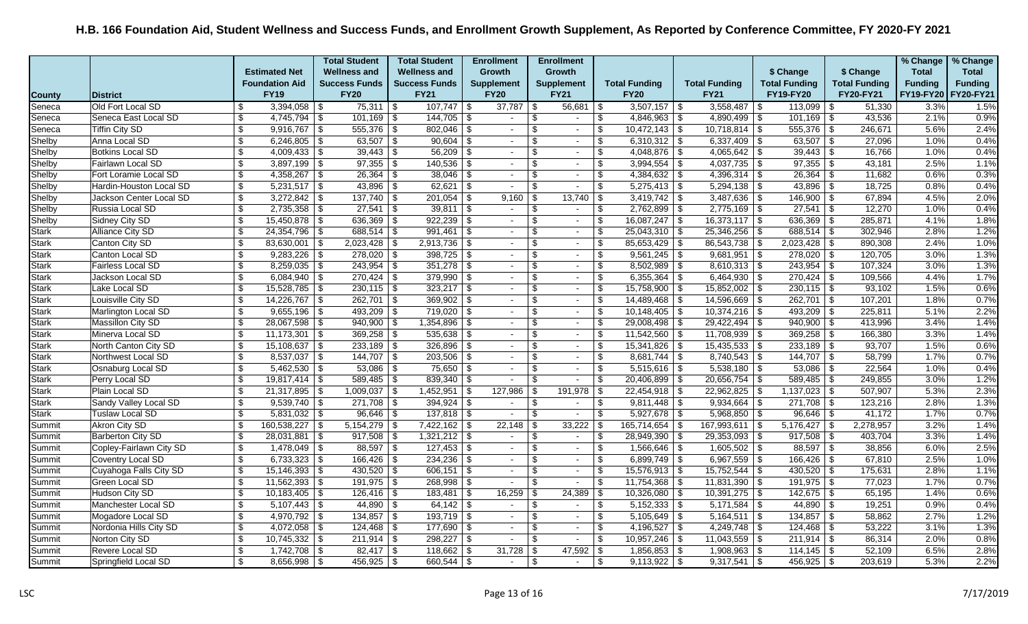# H.B. 166 Foundation Aid, Student Wellness and Success Funds, and Enrollment Growth Supplement, As Reported by Conference Committee, FY 2020-FY 2021

| County | District | Estimated Net Foundation Aid FY19 | Total Student Wellness and Success Funds FY20 | Total Student Wellness and Success Funds FY21 | Enrollment Growth Supplement FY20 | Enrollment Growth Supplement FY21 | Total Funding FY20 | Total Funding FY21 | $ Change Total Funding FY19-FY20 | $ Change Total Funding FY20-FY21 | % Change Total Funding FY19-FY20 | % Change Total Funding FY20-FY21 |
|---|---|---|---|---|---|---|---|---|---|---|---|---|
| Seneca | Old Fort Local SD | $ 3,394,058 | $ 75,311 | $ 107,747 | $ 37,787 | $ 56,681 | $ 3,507,157 | $ 3,558,487 | $ 113,099 | $ 51,330 | 3.3% | 1.5% |
| Seneca | Seneca East Local SD | $ 4,745,794 | $ 101,169 | $ 144,705 | $ - | $ - | $ 4,846,963 | $ 4,890,499 | $ 101,169 | $ 43,536 | 2.1% | 0.9% |
| Seneca | Tiffin City SD | $ 9,916,767 | $ 555,376 | $ 802,046 | $ - | $ - | $ 10,472,143 | $ 10,718,814 | $ 555,376 | $ 246,671 | 5.6% | 2.4% |
| Shelby | Anna Local SD | $ 6,246,805 | $ 63,507 | $ 90,604 | $ - | $ - | $ 6,310,312 | $ 6,337,409 | $ 63,507 | $ 27,096 | 1.0% | 0.4% |
| Shelby | Botkins Local SD | $ 4,009,433 | $ 39,443 | $ 56,209 | $ - | $ - | $ 4,048,876 | $ 4,065,642 | $ 39,443 | $ 16,766 | 1.0% | 0.4% |
| Shelby | Fairlawn Local SD | $ 3,897,199 | $ 97,355 | $ 140,536 | $ - | $ - | $ 3,994,554 | $ 4,037,735 | $ 97,355 | $ 43,181 | 2.5% | 1.1% |
| Shelby | Fort Loramie Local SD | $ 4,358,267 | $ 26,364 | $ 38,046 | $ - | $ - | $ 4,384,632 | $ 4,396,314 | $ 26,364 | $ 11,682 | 0.6% | 0.3% |
| Shelby | Hardin-Houston Local SD | $ 5,231,517 | $ 43,896 | $ 62,621 | $ - | $ - | $ 5,275,413 | $ 5,294,138 | $ 43,896 | $ 18,725 | 0.8% | 0.4% |
| Shelby | Jackson Center Local SD | $ 3,272,842 | $ 137,740 | $ 201,054 | $ 9,160 | $ 13,740 | $ 3,419,742 | $ 3,487,636 | $ 146,900 | $ 67,894 | 4.5% | 2.0% |
| Shelby | Russia Local SD | $ 2,735,358 | $ 27,541 | $ 39,811 | $ - | $ - | $ 2,762,899 | $ 2,775,169 | $ 27,541 | $ 12,270 | 1.0% | 0.4% |
| Shelby | Sidney City SD | $ 15,450,878 | $ 636,369 | $ 922,239 | $ - | $ - | $ 16,087,247 | $ 16,373,117 | $ 636,369 | $ 285,871 | 4.1% | 1.8% |
| Stark | Alliance City SD | $ 24,354,796 | $ 688,514 | $ 991,461 | $ - | $ - | $ 25,043,310 | $ 25,346,256 | $ 688,514 | $ 302,946 | 2.8% | 1.2% |
| Stark | Canton City SD | $ 83,630,001 | $ 2,023,428 | $ 2,913,736 | $ - | $ - | $ 85,653,429 | $ 86,543,738 | $ 2,023,428 | $ 890,308 | 2.4% | 1.0% |
| Stark | Canton Local SD | $ 9,283,226 | $ 278,020 | $ 398,725 | $ - | $ - | $ 9,561,245 | $ 9,681,951 | $ 278,020 | $ 120,705 | 3.0% | 1.3% |
| Stark | Fairless Local SD | $ 8,259,035 | $ 243,954 | $ 351,278 | $ - | $ - | $ 8,502,989 | $ 8,610,313 | $ 243,954 | $ 107,324 | 3.0% | 1.3% |
| Stark | Jackson Local SD | $ 6,084,940 | $ 270,424 | $ 379,990 | $ - | $ - | $ 6,355,364 | $ 6,464,930 | $ 270,424 | $ 109,566 | 4.4% | 1.7% |
| Stark | Lake Local SD | $ 15,528,785 | $ 230,115 | $ 323,217 | $ - | $ - | $ 15,758,900 | $ 15,852,002 | $ 230,115 | $ 93,102 | 1.5% | 0.6% |
| Stark | Louisville City SD | $ 14,226,767 | $ 262,701 | $ 369,902 | $ - | $ - | $ 14,489,468 | $ 14,596,669 | $ 262,701 | $ 107,201 | 1.8% | 0.7% |
| Stark | Marlington Local SD | $ 9,655,196 | $ 493,209 | $ 719,020 | $ - | $ - | $ 10,148,405 | $ 10,374,216 | $ 493,209 | $ 225,811 | 5.1% | 2.2% |
| Stark | Massillon City SD | $ 28,067,598 | $ 940,900 | $ 1,354,896 | $ - | $ - | $ 29,008,498 | $ 29,422,494 | $ 940,900 | $ 413,996 | 3.4% | 1.4% |
| Stark | Minerva Local SD | $ 11,173,301 | $ 369,258 | $ 535,638 | $ - | $ - | $ 11,542,560 | $ 11,708,939 | $ 369,258 | $ 166,380 | 3.3% | 1.4% |
| Stark | North Canton City SD | $ 15,108,637 | $ 233,189 | $ 326,896 | $ - | $ - | $ 15,341,826 | $ 15,435,533 | $ 233,189 | $ 93,707 | 1.5% | 0.6% |
| Stark | Northwest Local SD | $ 8,537,037 | $ 144,707 | $ 203,506 | $ - | $ - | $ 8,681,744 | $ 8,740,543 | $ 144,707 | $ 58,799 | 1.7% | 0.7% |
| Stark | Osnaburg Local SD | $ 5,462,530 | $ 53,086 | $ 75,650 | $ - | $ - | $ 5,515,616 | $ 5,538,180 | $ 53,086 | $ 22,564 | 1.0% | 0.4% |
| Stark | Perry Local SD | $ 19,817,414 | $ 589,485 | $ 839,340 | $ - | $ - | $ 20,406,899 | $ 20,656,754 | $ 589,485 | $ 249,855 | 3.0% | 1.2% |
| Stark | Plain Local SD | $ 21,317,895 | $ 1,009,037 | $ 1,452,951 | $ 127,986 | $ 191,978 | $ 22,454,918 | $ 22,962,825 | $ 1,137,023 | $ 507,907 | 5.3% | 2.3% |
| Stark | Sandy Valley Local SD | $ 9,539,740 | $ 271,708 | $ 394,924 | $ - | $ - | $ 9,811,448 | $ 9,934,664 | $ 271,708 | $ 123,216 | 2.8% | 1.3% |
| Stark | Tuslaw Local SD | $ 5,831,032 | $ 96,646 | $ 137,818 | $ - | $ - | $ 5,927,678 | $ 5,968,850 | $ 96,646 | $ 41,172 | 1.7% | 0.7% |
| Summit | Akron City SD | $ 160,538,227 | $ 5,154,279 | $ 7,422,162 | $ 22,148 | $ 33,222 | $ 165,714,654 | $ 167,993,611 | $ 5,176,427 | $ 2,278,957 | 3.2% | 1.4% |
| Summit | Barberton City SD | $ 28,031,881 | $ 917,508 | $ 1,321,212 | $ - | $ - | $ 28,949,390 | $ 29,353,093 | $ 917,508 | $ 403,704 | 3.3% | 1.4% |
| Summit | Copley-Fairlawn City SD | $ 1,478,049 | $ 88,597 | $ 127,453 | $ - | $ - | $ 1,566,646 | $ 1,605,502 | $ 88,597 | $ 38,856 | 6.0% | 2.5% |
| Summit | Coventry Local SD | $ 6,733,323 | $ 166,426 | $ 234,236 | $ - | $ - | $ 6,899,749 | $ 6,967,559 | $ 166,426 | $ 67,810 | 2.5% | 1.0% |
| Summit | Cuyahoga Falls City SD | $ 15,146,393 | $ 430,520 | $ 606,151 | $ - | $ - | $ 15,576,913 | $ 15,752,544 | $ 430,520 | $ 175,631 | 2.8% | 1.1% |
| Summit | Green Local SD | $ 11,562,393 | $ 191,975 | $ 268,998 | $ - | $ - | $ 11,754,368 | $ 11,831,390 | $ 191,975 | $ 77,023 | 1.7% | 0.7% |
| Summit | Hudson City SD | $ 10,183,405 | $ 126,416 | $ 183,481 | $ 16,259 | $ 24,389 | $ 10,326,080 | $ 10,391,275 | $ 142,675 | $ 65,195 | 1.4% | 0.6% |
| Summit | Manchester Local SD | $ 5,107,443 | $ 44,890 | $ 64,142 | $ - | $ - | $ 5,152,333 | $ 5,171,584 | $ 44,890 | $ 19,251 | 0.9% | 0.4% |
| Summit | Mogadore Local SD | $ 4,970,792 | $ 134,857 | $ 193,719 | $ - | $ - | $ 5,105,649 | $ 5,164,511 | $ 134,857 | $ 58,862 | 2.7% | 1.2% |
| Summit | Nordonia Hills City SD | $ 4,072,058 | $ 124,468 | $ 177,690 | $ - | $ - | $ 4,196,527 | $ 4,249,748 | $ 124,468 | $ 53,222 | 3.1% | 1.3% |
| Summit | Norton City SD | $ 10,745,332 | $ 211,914 | $ 298,227 | $ - | $ - | $ 10,957,246 | $ 11,043,559 | $ 211,914 | $ 86,314 | 2.0% | 0.8% |
| Summit | Revere Local SD | $ 1,742,708 | $ 82,417 | $ 118,662 | $ 31,728 | $ 47,592 | $ 1,856,853 | $ 1,908,963 | $ 114,145 | $ 52,109 | 6.5% | 2.8% |
| Summit | Springfield Local SD | $ 8,656,998 | $ 456,925 | $ 660,544 | $ - | $ - | $ 9,113,922 | $ 9,317,541 | $ 456,925 | $ 203,619 | 5.3% | 2.2% |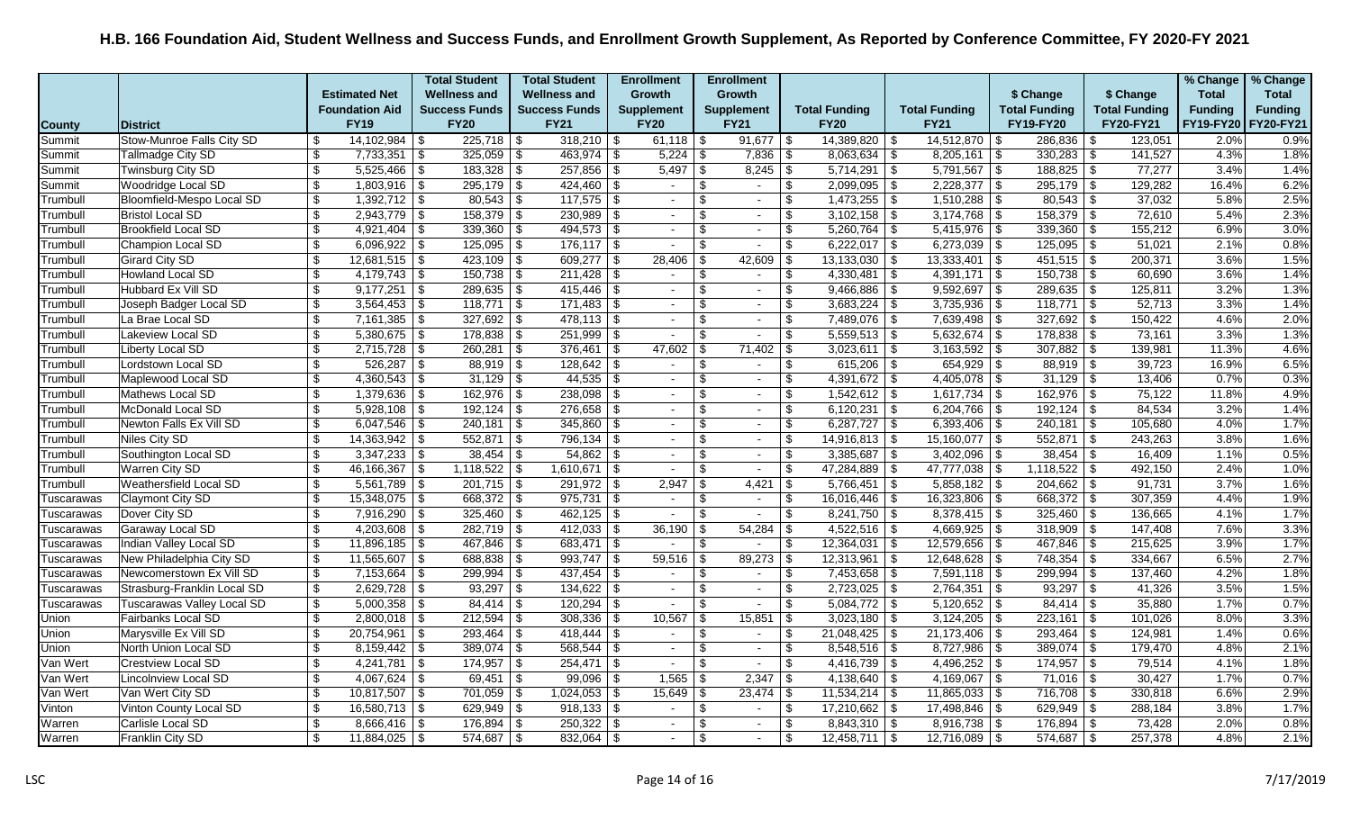# H.B. 166 Foundation Aid, Student Wellness and Success Funds, and Enrollment Growth Supplement, As Reported by Conference Committee, FY 2020-FY 2021

| County | District | Estimated Net Foundation Aid FY19 | Total Student Wellness and Success Funds FY20 | Total Student Wellness and Success Funds FY21 | Enrollment Growth Supplement FY20 | Enrollment Growth Supplement FY21 | Total Funding FY20 | Total Funding FY21 | $ Change Total Funding FY19-FY20 | $ Change Total Funding FY20-FY21 | % Change Total Funding FY19-FY20 | % Change Total Funding FY20-FY21 |
|---|---|---|---|---|---|---|---|---|---|---|---|---|
| Summit | Stow-Munroe Falls City SD | $ 14,102,984 | $ 225,718 | $ 318,210 | $ 61,118 | $ 91,677 | $ 14,389,820 | $ 14,512,870 | $ 286,836 | $ 123,051 | 2.0% | 0.9% |
| Summit | Tallmadge City SD | $ 7,733,351 | $ 325,059 | $ 463,974 | $ 5,224 | $ 7,836 | $ 8,063,634 | $ 8,205,161 | $ 330,283 | $ 141,527 | 4.3% | 1.8% |
| Summit | Twinsburg City SD | $ 5,525,466 | $ 183,328 | $ 257,856 | $ 5,497 | $ 8,245 | $ 5,714,291 | $ 5,791,567 | $ 188,825 | $ 77,277 | 3.4% | 1.4% |
| Summit | Woodridge Local SD | $ 1,803,916 | $ 295,179 | $ 424,460 | $ - | $ - | $ 2,099,095 | $ 2,228,377 | $ 295,179 | $ 129,282 | 16.4% | 6.2% |
| Trumbull | Bloomfield-Mespo Local SD | $ 1,392,712 | $ 80,543 | $ 117,575 | $ - | $ - | $ 1,473,255 | $ 1,510,288 | $ 80,543 | $ 37,032 | 5.8% | 2.5% |
| Trumbull | Bristol Local SD | $ 2,943,779 | $ 158,379 | $ 230,989 | $ - | $ - | $ 3,102,158 | $ 3,174,768 | $ 158,379 | $ 72,610 | 5.4% | 2.3% |
| Trumbull | Brookfield Local SD | $ 4,921,404 | $ 339,360 | $ 494,573 | $ - | $ - | $ 5,260,764 | $ 5,415,976 | $ 339,360 | $ 155,212 | 6.9% | 3.0% |
| Trumbull | Champion Local SD | $ 6,096,922 | $ 125,095 | $ 176,117 | $ - | $ - | $ 6,222,017 | $ 6,273,039 | $ 125,095 | $ 51,021 | 2.1% | 0.8% |
| Trumbull | Girard City SD | $ 12,681,515 | $ 423,109 | $ 609,277 | $ 28,406 | $ 42,609 | $ 13,133,030 | $ 13,333,401 | $ 451,515 | $ 200,371 | 3.6% | 1.5% |
| Trumbull | Howland Local SD | $ 4,179,743 | $ 150,738 | $ 211,428 | $ - | $ - | $ 4,330,481 | $ 4,391,171 | $ 150,738 | $ 60,690 | 3.6% | 1.4% |
| Trumbull | Hubbard Ex Vill SD | $ 9,177,251 | $ 289,635 | $ 415,446 | $ - | $ - | $ 9,466,886 | $ 9,592,697 | $ 289,635 | $ 125,811 | 3.2% | 1.3% |
| Trumbull | Joseph Badger Local SD | $ 3,564,453 | $ 118,771 | $ 171,483 | $ - | $ - | $ 3,683,224 | $ 3,735,936 | $ 118,771 | $ 52,713 | 3.3% | 1.4% |
| Trumbull | La Brae Local SD | $ 7,161,385 | $ 327,692 | $ 478,113 | $ - | $ - | $ 7,489,076 | $ 7,639,498 | $ 327,692 | $ 150,422 | 4.6% | 2.0% |
| Trumbull | Lakeview Local SD | $ 5,380,675 | $ 178,838 | $ 251,999 | $ - | $ - | $ 5,559,513 | $ 5,632,674 | $ 178,838 | $ 73,161 | 3.3% | 1.3% |
| Trumbull | Liberty Local SD | $ 2,715,728 | $ 260,281 | $ 376,461 | $ 47,602 | $ 71,402 | $ 3,023,611 | $ 3,163,592 | $ 307,882 | $ 139,981 | 11.3% | 4.6% |
| Trumbull | Lordstown Local SD | $ 526,287 | $ 88,919 | $ 128,642 | $ - | $ - | $ 615,206 | $ 654,929 | $ 88,919 | $ 39,723 | 16.9% | 6.5% |
| Trumbull | Maplewood Local SD | $ 4,360,543 | $ 31,129 | $ 44,535 | $ - | $ - | $ 4,391,672 | $ 4,405,078 | $ 31,129 | $ 13,406 | 0.7% | 0.3% |
| Trumbull | Mathews Local SD | $ 1,379,636 | $ 162,976 | $ 238,098 | $ - | $ - | $ 1,542,612 | $ 1,617,734 | $ 162,976 | $ 75,122 | 11.8% | 4.9% |
| Trumbull | McDonald Local SD | $ 5,928,108 | $ 192,124 | $ 276,658 | $ - | $ - | $ 6,120,231 | $ 6,204,766 | $ 192,124 | $ 84,534 | 3.2% | 1.4% |
| Trumbull | Newton Falls Ex Vill SD | $ 6,047,546 | $ 240,181 | $ 345,860 | $ - | $ - | $ 6,287,727 | $ 6,393,406 | $ 240,181 | $ 105,680 | 4.0% | 1.7% |
| Trumbull | Niles City SD | $ 14,363,942 | $ 552,871 | $ 796,134 | $ - | $ - | $ 14,916,813 | $ 15,160,077 | $ 552,871 | $ 243,263 | 3.8% | 1.6% |
| Trumbull | Southington Local SD | $ 3,347,233 | $ 38,454 | $ 54,862 | $ - | $ - | $ 3,385,687 | $ 3,402,096 | $ 38,454 | $ 16,409 | 1.1% | 0.5% |
| Trumbull | Warren City SD | $ 46,166,367 | $ 1,118,522 | $ 1,610,671 | $ - | $ - | $ 47,284,889 | $ 47,777,038 | $ 1,118,522 | $ 492,150 | 2.4% | 1.0% |
| Trumbull | Weathersfield Local SD | $ 5,561,789 | $ 201,715 | $ 291,972 | $ 2,947 | $ 4,421 | $ 5,766,451 | $ 5,858,182 | $ 204,662 | $ 91,731 | 3.7% | 1.6% |
| Tuscarawas | Claymont City SD | $ 15,348,075 | $ 668,372 | $ 975,731 | $ - | $ - | $ 16,016,446 | $ 16,323,806 | $ 668,372 | $ 307,359 | 4.4% | 1.9% |
| Tuscarawas | Dover City SD | $ 7,916,290 | $ 325,460 | $ 462,125 | $ - | $ - | $ 8,241,750 | $ 8,378,415 | $ 325,460 | $ 136,665 | 4.1% | 1.7% |
| Tuscarawas | Garaway Local SD | $ 4,203,608 | $ 282,719 | $ 412,033 | $ 36,190 | $ 54,284 | $ 4,522,516 | $ 4,669,925 | $ 318,909 | $ 147,408 | 7.6% | 3.3% |
| Tuscarawas | Indian Valley Local SD | $ 11,896,185 | $ 467,846 | $ 683,471 | $ - | $ - | $ 12,364,031 | $ 12,579,656 | $ 467,846 | $ 215,625 | 3.9% | 1.7% |
| Tuscarawas | New Philadelphia City SD | $ 11,565,607 | $ 688,838 | $ 993,747 | $ 59,516 | $ 89,273 | $ 12,313,961 | $ 12,648,628 | $ 748,354 | $ 334,667 | 6.5% | 2.7% |
| Tuscarawas | Newcomerstown Ex Vill SD | $ 7,153,664 | $ 299,994 | $ 437,454 | $ - | $ - | $ 7,453,658 | $ 7,591,118 | $ 299,994 | $ 137,460 | 4.2% | 1.8% |
| Tuscarawas | Strasburg-Franklin Local SD | $ 2,629,728 | $ 93,297 | $ 134,622 | $ - | $ - | $ 2,723,025 | $ 2,764,351 | $ 93,297 | $ 41,326 | 3.5% | 1.5% |
| Tuscarawas | Tuscarawas Valley Local SD | $ 5,000,358 | $ 84,414 | $ 120,294 | $ - | $ - | $ 5,084,772 | $ 5,120,652 | $ 84,414 | $ 35,880 | 1.7% | 0.7% |
| Union | Fairbanks Local SD | $ 2,800,018 | $ 212,594 | $ 308,336 | $ 10,567 | $ 15,851 | $ 3,023,180 | $ 3,124,205 | $ 223,161 | $ 101,026 | 8.0% | 3.3% |
| Union | Marysville Ex Vill SD | $ 20,754,961 | $ 293,464 | $ 418,444 | $ - | $ - | $ 21,048,425 | $ 21,173,406 | $ 293,464 | $ 124,981 | 1.4% | 0.6% |
| Union | North Union Local SD | $ 8,159,442 | $ 389,074 | $ 568,544 | $ - | $ - | $ 8,548,516 | $ 8,727,986 | $ 389,074 | $ 179,470 | 4.8% | 2.1% |
| Van Wert | Crestview Local SD | $ 4,241,781 | $ 174,957 | $ 254,471 | $ - | $ - | $ 4,416,739 | $ 4,496,252 | $ 174,957 | $ 79,514 | 4.1% | 1.8% |
| Van Wert | Lincolnview Local SD | $ 4,067,624 | $ 69,451 | $ 99,096 | $ 1,565 | $ 2,347 | $ 4,138,640 | $ 4,169,067 | $ 71,016 | $ 30,427 | 1.7% | 0.7% |
| Van Wert | Van Wert City SD | $ 10,817,507 | $ 701,059 | $ 1,024,053 | $ 15,649 | $ 23,474 | $ 11,534,214 | $ 11,865,033 | $ 716,708 | $ 330,818 | 6.6% | 2.9% |
| Vinton | Vinton County Local SD | $ 16,580,713 | $ 629,949 | $ 918,133 | $ - | $ - | $ 17,210,662 | $ 17,498,846 | $ 629,949 | $ 288,184 | 3.8% | 1.7% |
| Warren | Carlisle Local SD | $ 8,666,416 | $ 176,894 | $ 250,322 | $ - | $ - | $ 8,843,310 | $ 8,916,738 | $ 176,894 | $ 73,428 | 2.0% | 0.8% |
| Warren | Franklin City SD | $ 11,884,025 | $ 574,687 | $ 832,064 | $ - | $ - | $ 12,458,711 | $ 12,716,089 | $ 574,687 | $ 257,378 | 4.8% | 2.1% |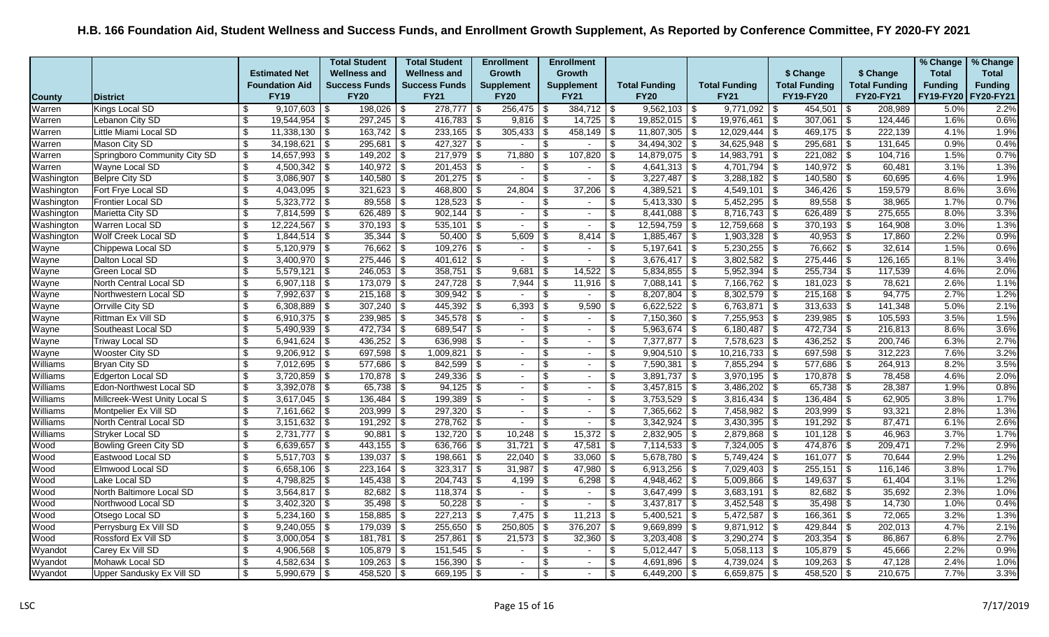# H.B. 166 Foundation Aid, Student Wellness and Success Funds, and Enrollment Growth Supplement, As Reported by Conference Committee, FY 2020-FY 2021

| County | District | Estimated Net Foundation Aid FY19 | Total Student Wellness and Success Funds FY20 | Total Student Wellness and Success Funds FY21 | Enrollment Growth Supplement FY20 | Enrollment Growth Supplement FY21 | Total Funding FY20 | Total Funding FY21 | $ Change Total Funding FY19-FY20 | $ Change Total Funding FY20-FY21 | % Change Total Funding FY19-FY20 | % Change Total Funding FY20-FY21 |
|---|---|---|---|---|---|---|---|---|---|---|---|---|
| Warren | Kings Local SD | $ 9,107,603 | $ 198,026 | $ 278,777 | $ 256,475 | $ 384,712 | $ 9,562,103 | $ 9,771,092 | $ 454,501 | $ 208,989 | 5.0% | 2.2% |
| Warren | Lebanon City SD | $ 19,544,954 | $ 297,245 | $ 416,783 | $ 9,816 | $ 14,725 | $ 19,852,015 | $ 19,976,461 | $ 307,061 | $ 124,446 | 1.6% | 0.6% |
| Warren | Little Miami Local SD | $ 11,338,130 | $ 163,742 | $ 233,165 | $ 305,433 | $ 458,149 | $ 11,807,305 | $ 12,029,444 | $ 469,175 | $ 222,139 | 4.1% | 1.9% |
| Warren | Mason City SD | $ 34,198,621 | $ 295,681 | $ 427,327 | $ - | $ - | $ 34,494,302 | $ 34,625,948 | $ 295,681 | $ 131,645 | 0.9% | 0.4% |
| Warren | Springboro Community City SD | $ 14,657,993 | $ 149,202 | $ 217,979 | $ 71,880 | $ 107,820 | $ 14,879,075 | $ 14,983,791 | $ 221,082 | $ 104,716 | 1.5% | 0.7% |
| Warren | Wayne Local SD | $ 4,500,342 | $ 140,972 | $ 201,453 | $ - | $ - | $ 4,641,313 | $ 4,701,794 | $ 140,972 | $ 60,481 | 3.1% | 1.3% |
| Washington | Belpre City SD | $ 3,086,907 | $ 140,580 | $ 201,275 | $ - | $ - | $ 3,227,487 | $ 3,288,182 | $ 140,580 | $ 60,695 | 4.6% | 1.9% |
| Washington | Fort Frye Local SD | $ 4,043,095 | $ 321,623 | $ 468,800 | $ 24,804 | $ 37,206 | $ 4,389,521 | $ 4,549,101 | $ 346,426 | $ 159,579 | 8.6% | 3.6% |
| Washington | Frontier Local SD | $ 5,323,772 | $ 89,558 | $ 128,523 | $ - | $ - | $ 5,413,330 | $ 5,452,295 | $ 89,558 | $ 38,965 | 1.7% | 0.7% |
| Washington | Marietta City SD | $ 7,814,599 | $ 626,489 | $ 902,144 | $ - | $ - | $ 8,441,088 | $ 8,716,743 | $ 626,489 | $ 275,655 | 8.0% | 3.3% |
| Washington | Warren Local SD | $ 12,224,567 | $ 370,193 | $ 535,101 | $ - | $ - | $ 12,594,759 | $ 12,759,668 | $ 370,193 | $ 164,908 | 3.0% | 1.3% |
| Washington | Wolf Creek Local SD | $ 1,844,514 | $ 35,344 | $ 50,400 | $ 5,609 | $ 8,414 | $ 1,885,467 | $ 1,903,328 | $ 40,953 | $ 17,860 | 2.2% | 0.9% |
| Wayne | Chippewa Local SD | $ 5,120,979 | $ 76,662 | $ 109,276 | $ - | $ - | $ 5,197,641 | $ 5,230,255 | $ 76,662 | $ 32,614 | 1.5% | 0.6% |
| Wayne | Dalton Local SD | $ 3,400,970 | $ 275,446 | $ 401,612 | $ - | $ - | $ 3,676,417 | $ 3,802,582 | $ 275,446 | $ 126,165 | 8.1% | 3.4% |
| Wayne | Green Local SD | $ 5,579,121 | $ 246,053 | $ 358,751 | $ 9,681 | $ 14,522 | $ 5,834,855 | $ 5,952,394 | $ 255,734 | $ 117,539 | 4.6% | 2.0% |
| Wayne | North Central Local SD | $ 6,907,118 | $ 173,079 | $ 247,728 | $ 7,944 | $ 11,916 | $ 7,088,141 | $ 7,166,762 | $ 181,023 | $ 78,621 | 2.6% | 1.1% |
| Wayne | Northwestern Local SD | $ 7,992,637 | $ 215,168 | $ 309,942 | $ - | $ - | $ 8,207,804 | $ 8,302,579 | $ 215,168 | $ 94,775 | 2.7% | 1.2% |
| Wayne | Orrville City SD | $ 6,308,889 | $ 307,240 | $ 445,392 | $ 6,393 | $ 9,590 | $ 6,622,522 | $ 6,763,871 | $ 313,633 | $ 141,348 | 5.0% | 2.1% |
| Wayne | Rittman Ex Vill SD | $ 6,910,375 | $ 239,985 | $ 345,578 | $ - | $ - | $ 7,150,360 | $ 7,255,953 | $ 239,985 | $ 105,593 | 3.5% | 1.5% |
| Wayne | Southeast Local SD | $ 5,490,939 | $ 472,734 | $ 689,547 | $ - | $ - | $ 5,963,674 | $ 6,180,487 | $ 472,734 | $ 216,813 | 8.6% | 3.6% |
| Wayne | Triway Local SD | $ 6,941,624 | $ 436,252 | $ 636,998 | $ - | $ - | $ 7,377,877 | $ 7,578,623 | $ 436,252 | $ 200,746 | 6.3% | 2.7% |
| Wayne | Wooster City SD | $ 9,206,912 | $ 697,598 | $ 1,009,821 | $ - | $ - | $ 9,904,510 | $ 10,216,733 | $ 697,598 | $ 312,223 | 7.6% | 3.2% |
| Williams | Bryan City SD | $ 7,012,695 | $ 577,686 | $ 842,599 | $ - | $ - | $ 7,590,381 | $ 7,855,294 | $ 577,686 | $ 264,913 | 8.2% | 3.5% |
| Williams | Edgerton Local SD | $ 3,720,859 | $ 170,878 | $ 249,336 | $ - | $ - | $ 3,891,737 | $ 3,970,195 | $ 170,878 | $ 78,458 | 4.6% | 2.0% |
| Williams | Edon-Northwest Local SD | $ 3,392,078 | $ 65,738 | $ 94,125 | $ - | $ - | $ 3,457,815 | $ 3,486,202 | $ 65,738 | $ 28,387 | 1.9% | 0.8% |
| Williams | Millcreek-West Unity Local S | $ 3,617,045 | $ 136,484 | $ 199,389 | $ - | $ - | $ 3,753,529 | $ 3,816,434 | $ 136,484 | $ 62,905 | 3.8% | 1.7% |
| Williams | Montpelier Ex Vill SD | $ 7,161,662 | $ 203,999 | $ 297,320 | $ - | $ - | $ 7,365,662 | $ 7,458,982 | $ 203,999 | $ 93,321 | 2.8% | 1.3% |
| Williams | North Central Local SD | $ 3,151,632 | $ 191,292 | $ 278,762 | $ - | $ - | $ 3,342,924 | $ 3,430,395 | $ 191,292 | $ 87,471 | 6.1% | 2.6% |
| Williams | Stryker Local SD | $ 2,731,777 | $ 90,881 | $ 132,720 | $ 10,248 | $ 15,372 | $ 2,832,905 | $ 2,879,868 | $ 101,128 | $ 46,963 | 3.7% | 1.7% |
| Wood | Bowling Green City SD | $ 6,639,657 | $ 443,155 | $ 636,766 | $ 31,721 | $ 47,581 | $ 7,114,533 | $ 7,324,005 | $ 474,876 | $ 209,471 | 7.2% | 2.9% |
| Wood | Eastwood Local SD | $ 5,517,703 | $ 139,037 | $ 198,661 | $ 22,040 | $ 33,060 | $ 5,678,780 | $ 5,749,424 | $ 161,077 | $ 70,644 | 2.9% | 1.2% |
| Wood | Elmwood Local SD | $ 6,658,106 | $ 223,164 | $ 323,317 | $ 31,987 | $ 47,980 | $ 6,913,256 | $ 7,029,403 | $ 255,151 | $ 116,146 | 3.8% | 1.7% |
| Wood | Lake Local SD | $ 4,798,825 | $ 145,438 | $ 204,743 | $ 4,199 | $ 6,298 | $ 4,948,462 | $ 5,009,866 | $ 149,637 | $ 61,404 | 3.1% | 1.2% |
| Wood | North Baltimore Local SD | $ 3,564,817 | $ 82,682 | $ 118,374 | $ - | $ - | $ 3,647,499 | $ 3,683,191 | $ 82,682 | $ 35,692 | 2.3% | 1.0% |
| Wood | Northwood Local SD | $ 3,402,320 | $ 35,498 | $ 50,228 | $ - | $ - | $ 3,437,817 | $ 3,452,548 | $ 35,498 | $ 14,730 | 1.0% | 0.4% |
| Wood | Otsego Local SD | $ 5,234,160 | $ 158,885 | $ 227,213 | $ 7,475 | $ 11,213 | $ 5,400,521 | $ 5,472,587 | $ 166,361 | $ 72,065 | 3.2% | 1.3% |
| Wood | Perrysburg Ex Vill SD | $ 9,240,055 | $ 179,039 | $ 255,650 | $ 250,805 | $ 376,207 | $ 9,669,899 | $ 9,871,912 | $ 429,844 | $ 202,013 | 4.7% | 2.1% |
| Wood | Rossford Ex Vill SD | $ 3,000,054 | $ 181,781 | $ 257,861 | $ 21,573 | $ 32,360 | $ 3,203,408 | $ 3,290,274 | $ 203,354 | $ 86,867 | 6.8% | 2.7% |
| Wyandot | Carey Ex Vill SD | $ 4,906,568 | $ 105,879 | $ 151,545 | $ - | $ - | $ 5,012,447 | $ 5,058,113 | $ 105,879 | $ 45,666 | 2.2% | 0.9% |
| Wyandot | Mohawk Local SD | $ 4,582,634 | $ 109,263 | $ 156,390 | $ - | $ - | $ 4,691,896 | $ 4,739,024 | $ 109,263 | $ 47,128 | 2.4% | 1.0% |
| Wyandot | Upper Sandusky Ex Vill SD | $ 5,990,679 | $ 458,520 | $ 669,195 | $ - | $ - | $ 6,449,200 | $ 6,659,875 | $ 458,520 | $ 210,675 | 7.7% | 3.3% |

LSC 7/17/2019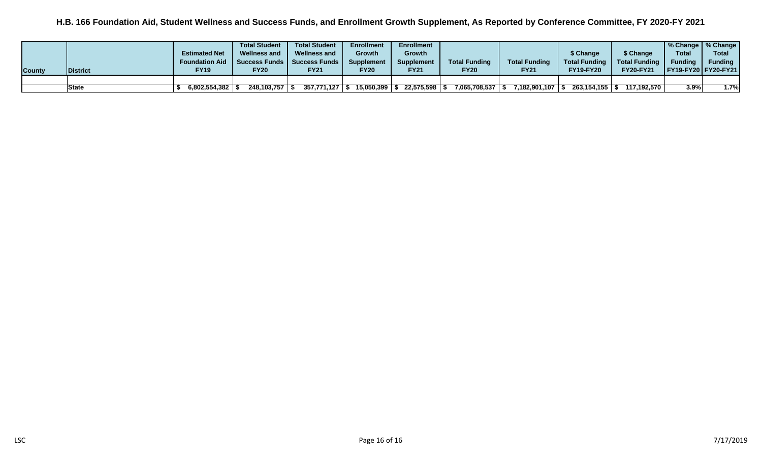## H.B. 166 Foundation Aid, Student Wellness and Success Funds, and Enrollment Growth Supplement, As Reported by Conference Committee, FY 2020-FY 2021

| County | District | Estimated Net Foundation Aid FY19 | Total Student Wellness and Success Funds FY20 | Total Student Wellness and Success Funds FY21 | Enrollment Growth Supplement FY20 | Enrollment Growth Supplement FY21 | Total Funding FY20 | Total Funding FY21 | $ Change Total Funding FY19-FY20 | $ Change Total Funding FY20-FY21 | % Change Total Funding FY19-FY20 | % Change Total Funding FY20-FY21 |
|---|---|---|---|---|---|---|---|---|---|---|---|---|
| | | | | | | | | | | | | |
| | State | $ 6,802,554,382 | $ 248,103,757 | $ 357,771,127 | $ 15,050,399 | $ 22,575,598 | $ 7,065,708,537 | $ 7,182,901,107 | $ 263,154,155 | $ 117,192,570 | 3.9% | 1.7% |